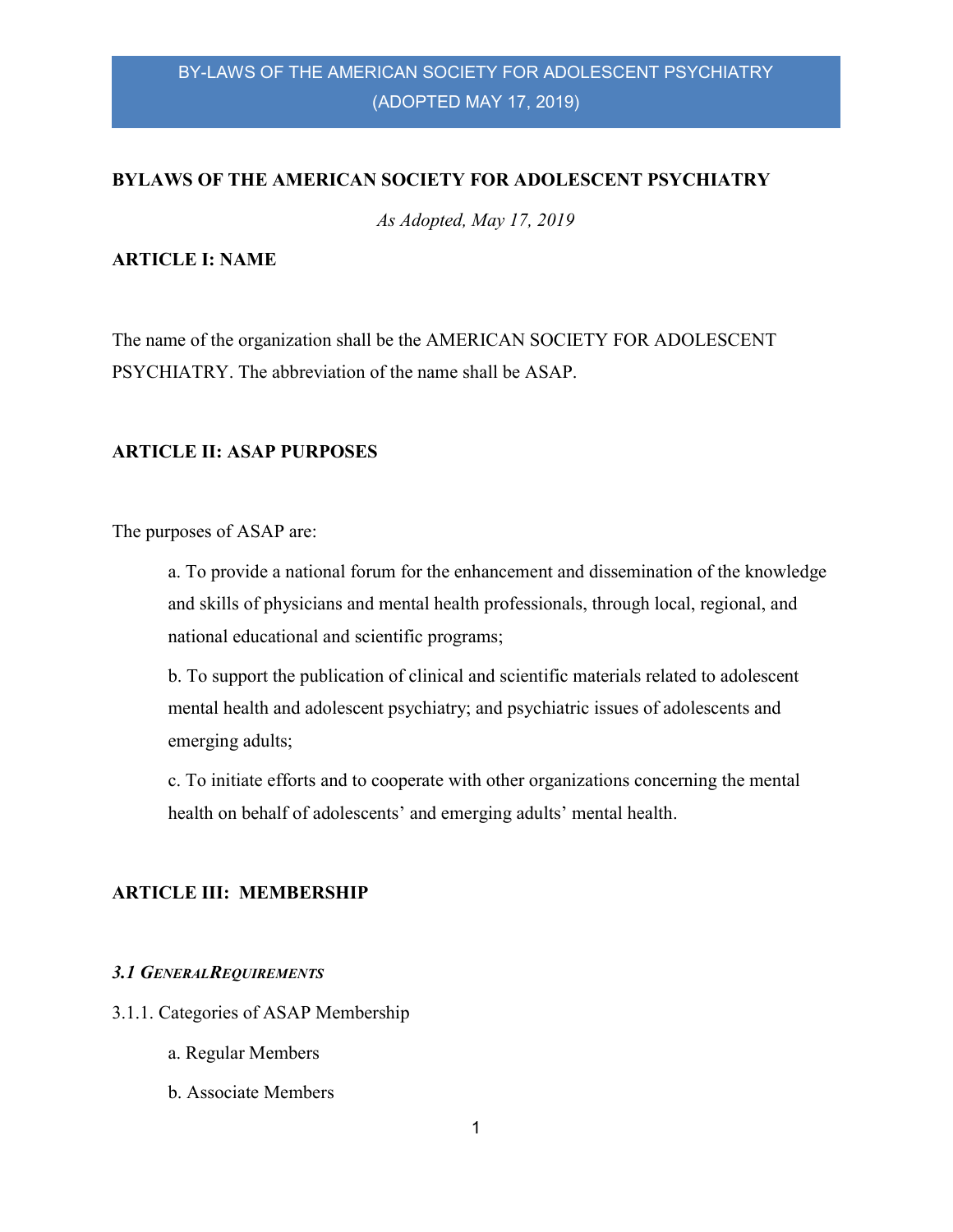**BYLAWS OF THE AMERICAN SOCIETY FOR ADOLESCENT PSYCHIATRY**

*As Adopted, May 17, 2019*

## ARTICLE I: NAME

The name of the organization shall be the AMERICAN SOCIETY FOR ADOLESCENT PSYCHIATRY. The abbreviation of the name shall be ASAP.

## ARTICLE II: ASAP PURPOSES

The purposes of ASAP are:

a. To provide a national forum for the enhancement and dissemination of the knowledge and skills of physicians and mental health professionals, through local, regional, and national educational and scientific programs;

b. To support the publication of clinical and scientific materials related to adolescent mental health and adolescent psychiatry; and psychiatric issues of adolescents and emerging adults;

c. To initiate efforts and to cooperate with other organizations concerning the mental health on behalf of adolescents' and emerging adults' mental health.

## ARTICLE III: MEMBERSHIP

### *3.1 GeneralRequirements*

3.1.1. Categories of ASAP Membership

a. Regular Members

b. Associate Members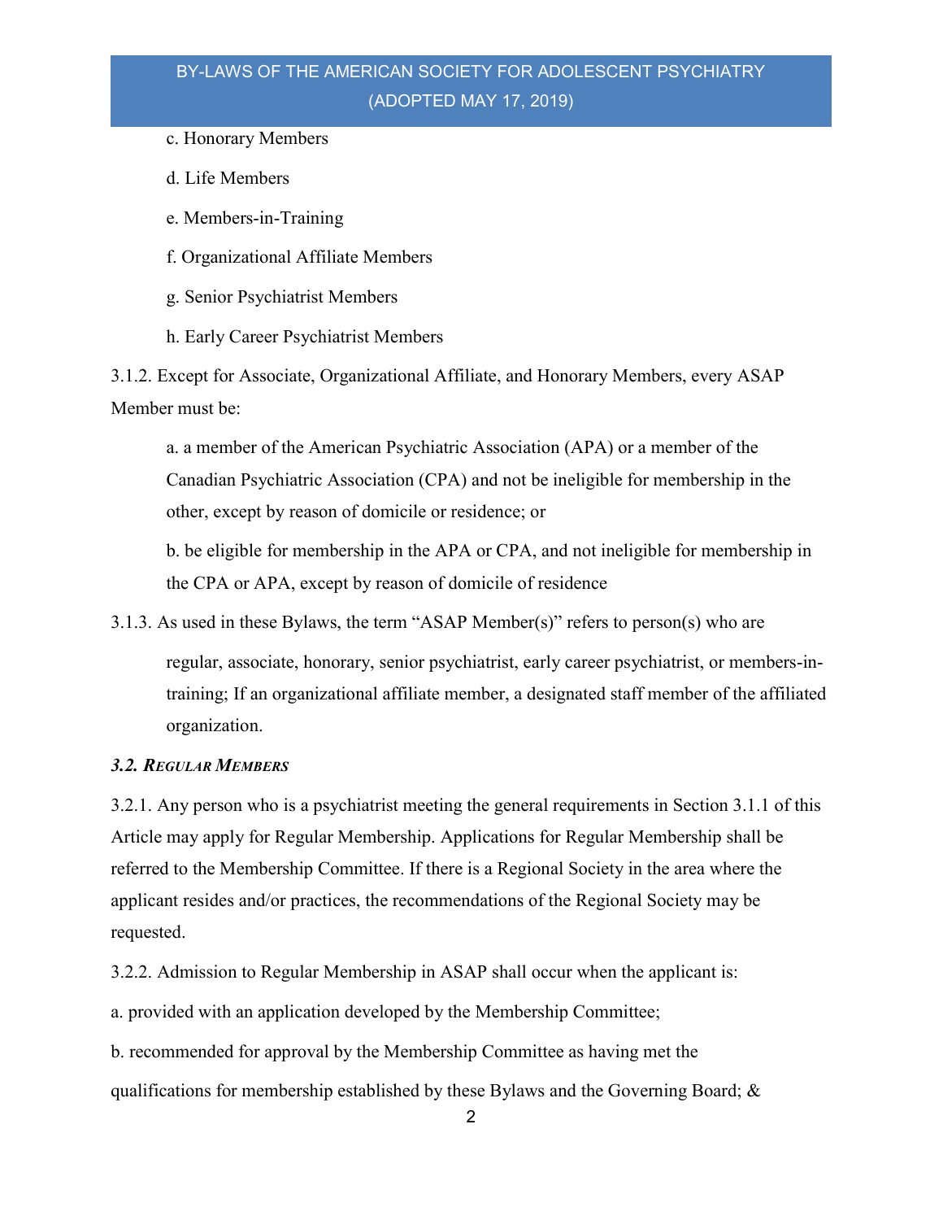c. Honorary Members

d. Life Members

e. Members-in-Training

f. Organizational Affiliate Members

g. Senior Psychiatrist Members

h. Early Career Psychiatrist Members

3.1.2. Except for Associate, Organizational Affiliate, and Honorary Members, every ASAP Member must be:

a. a member of the American Psychiatric Association (APA) or a member of the Canadian Psychiatric Association (CPA) and not be ineligible for membership in the other, except by reason of domicile or residence; or

b. be eligible for membership in the APA or CPA, and not ineligible for membership in the CPA or APA, except by reason of domicile of residence

3.1.3. As used in these Bylaws, the term "ASAP Member(s)" refers to person(s) who are

regular, associate, honorary, senior psychiatrist, early career psychiatrist, or members-in-training; If an organizational affiliate member, a designated staff member of the affiliated organization.

### *3.2. Regular Members*

3.2.1. Any person who is a psychiatrist meeting the general requirements in Section 3.1.1 of this Article may apply for Regular Membership. Applications for Regular Membership shall be referred to the Membership Committee. If there is a Regional Society in the area where the applicant resides and/or practices, the recommendations of the Regional Society may be requested.

3.2.2. Admission to Regular Membership in ASAP shall occur when the applicant is:

a. provided with an application developed by the Membership Committee;

b. recommended for approval by the Membership Committee as having met the qualifications for membership established by these Bylaws and the Governing Board; &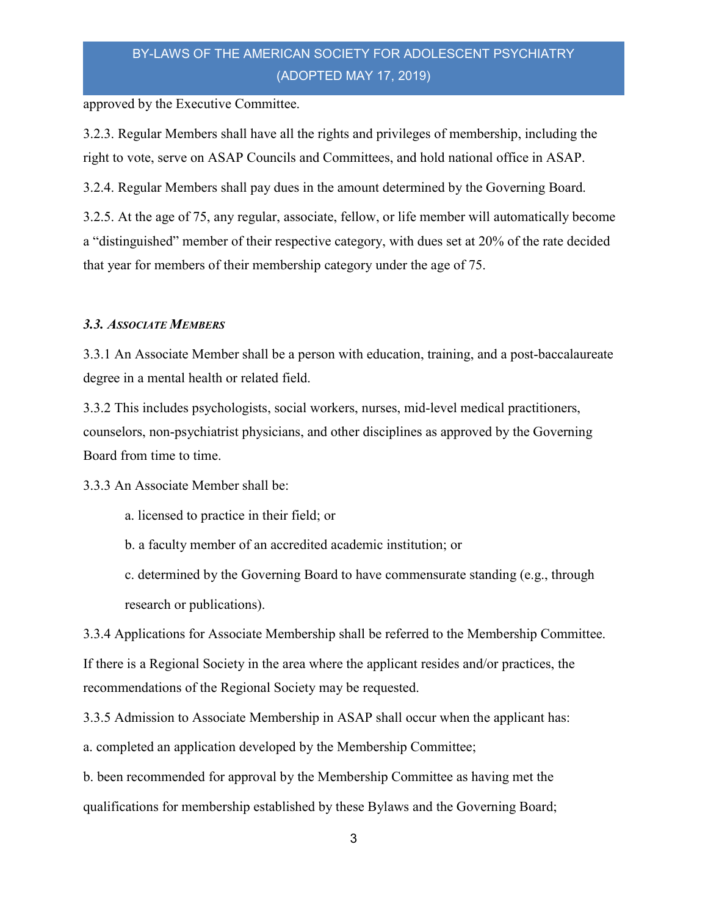approved by the Executive Committee.

3.2.3. Regular Members shall have all the rights and privileges of membership, including the right to vote, serve on ASAP Councils and Committees, and hold national office in ASAP.

3.2.4. Regular Members shall pay dues in the amount determined by the Governing Board.

3.2.5. At the age of 75, any regular, associate, fellow, or life member will automatically become a "distinguished" member of their respective category, with dues set at 20% of the rate decided that year for members of their membership category under the age of 75.

### *3.3. Associate Members*

3.3.1 An Associate Member shall be a person with education, training, and a post-baccalaureate degree in a mental health or related field.

3.3.2 This includes psychologists, social workers, nurses, mid-level medical practitioners, counselors, non-psychiatrist physicians, and other disciplines as approved by the Governing Board from time to time.

3.3.3 An Associate Member shall be:

a. licensed to practice in their field; or

b. a faculty member of an accredited academic institution; or

c. determined by the Governing Board to have commensurate standing (e.g., through research or publications).

3.3.4 Applications for Associate Membership shall be referred to the Membership Committee. If there is a Regional Society in the area where the applicant resides and/or practices, the recommendations of the Regional Society may be requested.

3.3.5 Admission to Associate Membership in ASAP shall occur when the applicant has:

a. completed an application developed by the Membership Committee;

b. been recommended for approval by the Membership Committee as having met the qualifications for membership established by these Bylaws and the Governing Board;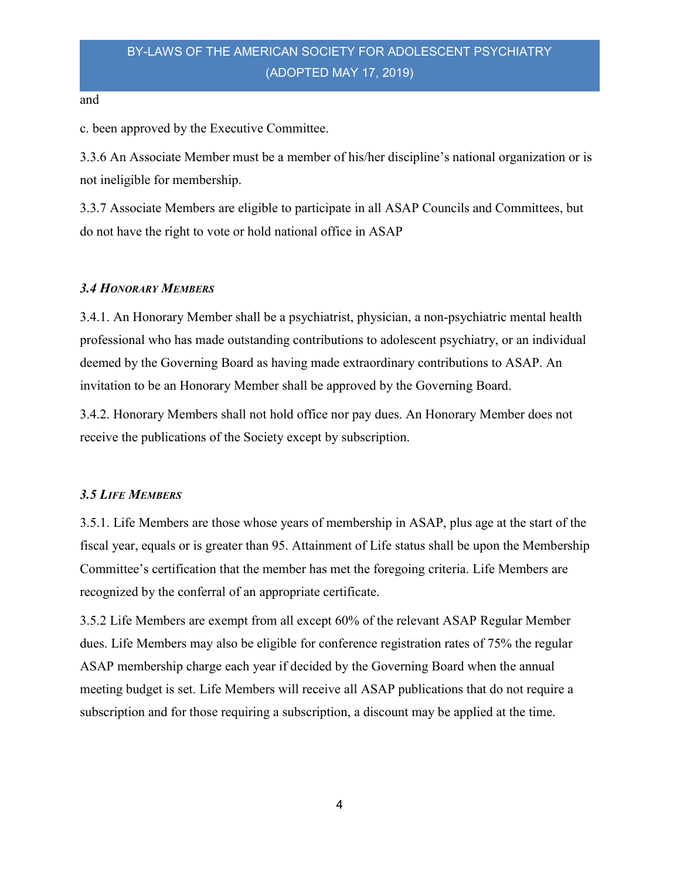and

c. been approved by the Executive Committee.

3.3.6 An Associate Member must be a member of his/her discipline's national organization or is not ineligible for membership.

3.3.7 Associate Members are eligible to participate in all ASAP Councils and Committees, but do not have the right to vote or hold national office in ASAP

### *3.4 Honorary Members*

3.4.1. An Honorary Member shall be a psychiatrist, physician, a non-psychiatric mental health professional who has made outstanding contributions to adolescent psychiatry, or an individual deemed by the Governing Board as having made extraordinary contributions to ASAP. An invitation to be an Honorary Member shall be approved by the Governing Board.

3.4.2. Honorary Members shall not hold office nor pay dues. An Honorary Member does not receive the publications of the Society except by subscription.

### *3.5 Life Members*

3.5.1. Life Members are those whose years of membership in ASAP, plus age at the start of the fiscal year, equals or is greater than 95. Attainment of Life status shall be upon the Membership Committee's certification that the member has met the foregoing criteria. Life Members are recognized by the conferral of an appropriate certificate.

3.5.2 Life Members are exempt from all except 60% of the relevant ASAP Regular Member dues. Life Members may also be eligible for conference registration rates of 75% the regular ASAP membership charge each year if decided by the Governing Board when the annual meeting budget is set. Life Members will receive all ASAP publications that do not require a subscription and for those requiring a subscription, a discount may be applied at the time.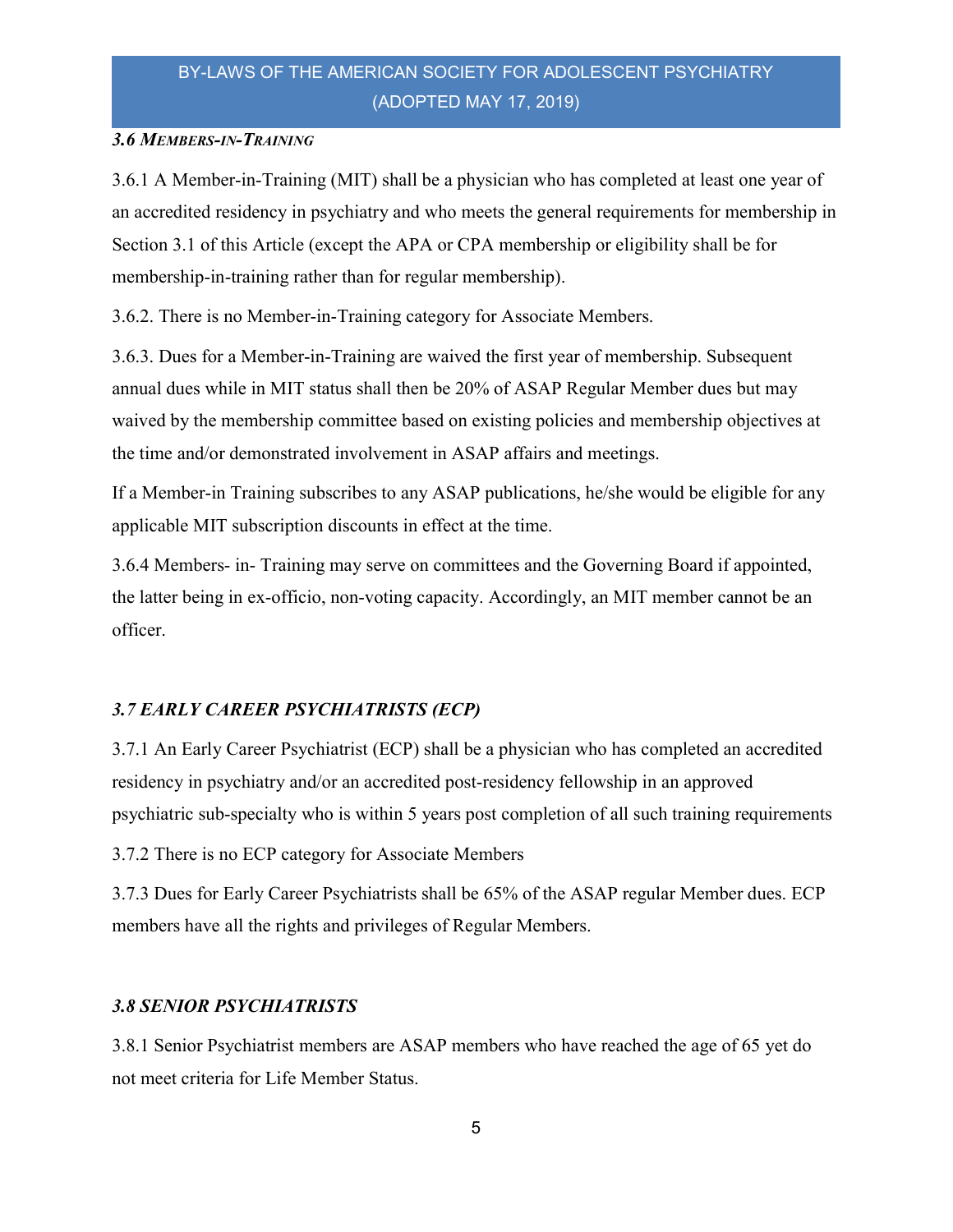### *3.6 Members-in-Training*

3.6.1 A Member-in-Training (MIT) shall be a physician who has completed at least one year of an accredited residency in psychiatry and who meets the general requirements for membership in Section 3.1 of this Article (except the APA or CPA membership or eligibility shall be for membership-in-training rather than for regular membership).

3.6.2. There is no Member-in-Training category for Associate Members.

3.6.3. Dues for a Member-in-Training are waived the first year of membership. Subsequent annual dues while in MIT status shall then be 20% of ASAP Regular Member dues but may waived by the membership committee based on existing policies and membership objectives at the time and/or demonstrated involvement in ASAP affairs and meetings.

If a Member-in Training subscribes to any ASAP publications, he/she would be eligible for any applicable MIT subscription discounts in effect at the time.

3.6.4 Members- in- Training may serve on committees and the Governing Board if appointed, the latter being in ex-officio, non-voting capacity. Accordingly, an MIT member cannot be an officer.

### *3.7 EARLY CAREER PSYCHIATRISTS (ECP)*

3.7.1 An Early Career Psychiatrist (ECP) shall be a physician who has completed an accredited residency in psychiatry and/or an accredited post-residency fellowship in an approved psychiatric sub-specialty who is within 5 years post completion of all such training requirements

3.7.2 There is no ECP category for Associate Members

3.7.3 Dues for Early Career Psychiatrists shall be 65% of the ASAP regular Member dues. ECP members have all the rights and privileges of Regular Members.

### *3.8 SENIOR PSYCHIATRISTS*

3.8.1 Senior Psychiatrist members are ASAP members who have reached the age of 65 yet do not meet criteria for Life Member Status.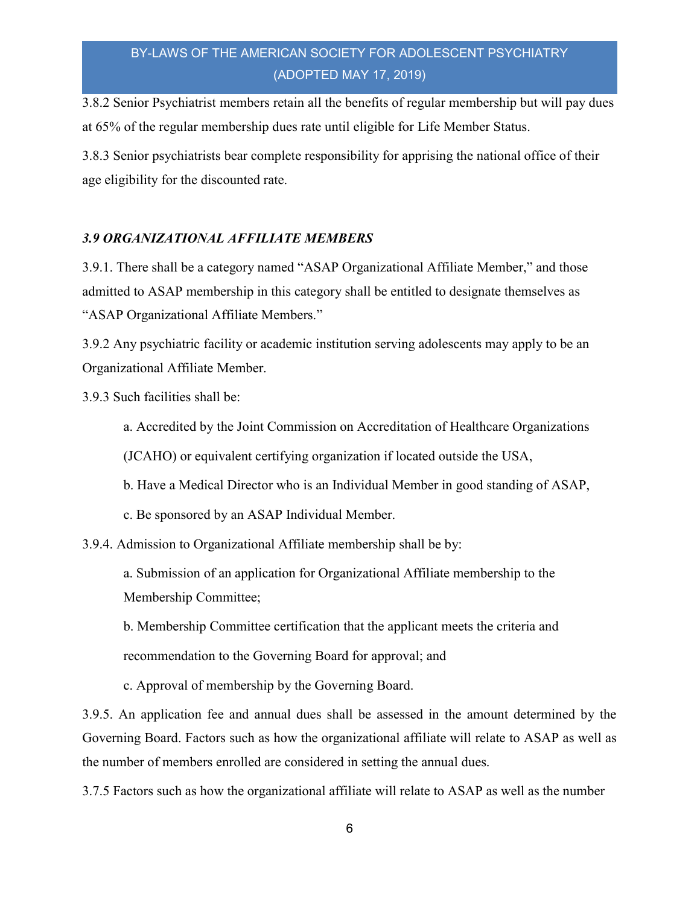3.8.2 Senior Psychiatrist members retain all the benefits of regular membership but will pay dues at 65% of the regular membership dues rate until eligible for Life Member Status.

3.8.3 Senior psychiatrists bear complete responsibility for apprising the national office of their age eligibility for the discounted rate.

### *3.9 ORGANIZATIONAL AFFILIATE MEMBERS*

3.9.1. There shall be a category named "ASAP Organizational Affiliate Member," and those admitted to ASAP membership in this category shall be entitled to designate themselves as "ASAP Organizational Affiliate Members."

3.9.2 Any psychiatric facility or academic institution serving adolescents may apply to be an Organizational Affiliate Member.

3.9.3 Such facilities shall be:

a. Accredited by the Joint Commission on Accreditation of Healthcare Organizations (JCAHO) or equivalent certifying organization if located outside the USA,

b. Have a Medical Director who is an Individual Member in good standing of ASAP,

c. Be sponsored by an ASAP Individual Member.

3.9.4. Admission to Organizational Affiliate membership shall be by:

a. Submission of an application for Organizational Affiliate membership to the Membership Committee;

b. Membership Committee certification that the applicant meets the criteria and recommendation to the Governing Board for approval; and

c. Approval of membership by the Governing Board.

3.9.5. An application fee and annual dues shall be assessed in the amount determined by the Governing Board. Factors such as how the organizational affiliate will relate to ASAP as well as the number of members enrolled are considered in setting the annual dues.

3.7.5 Factors such as how the organizational affiliate will relate to ASAP as well as the number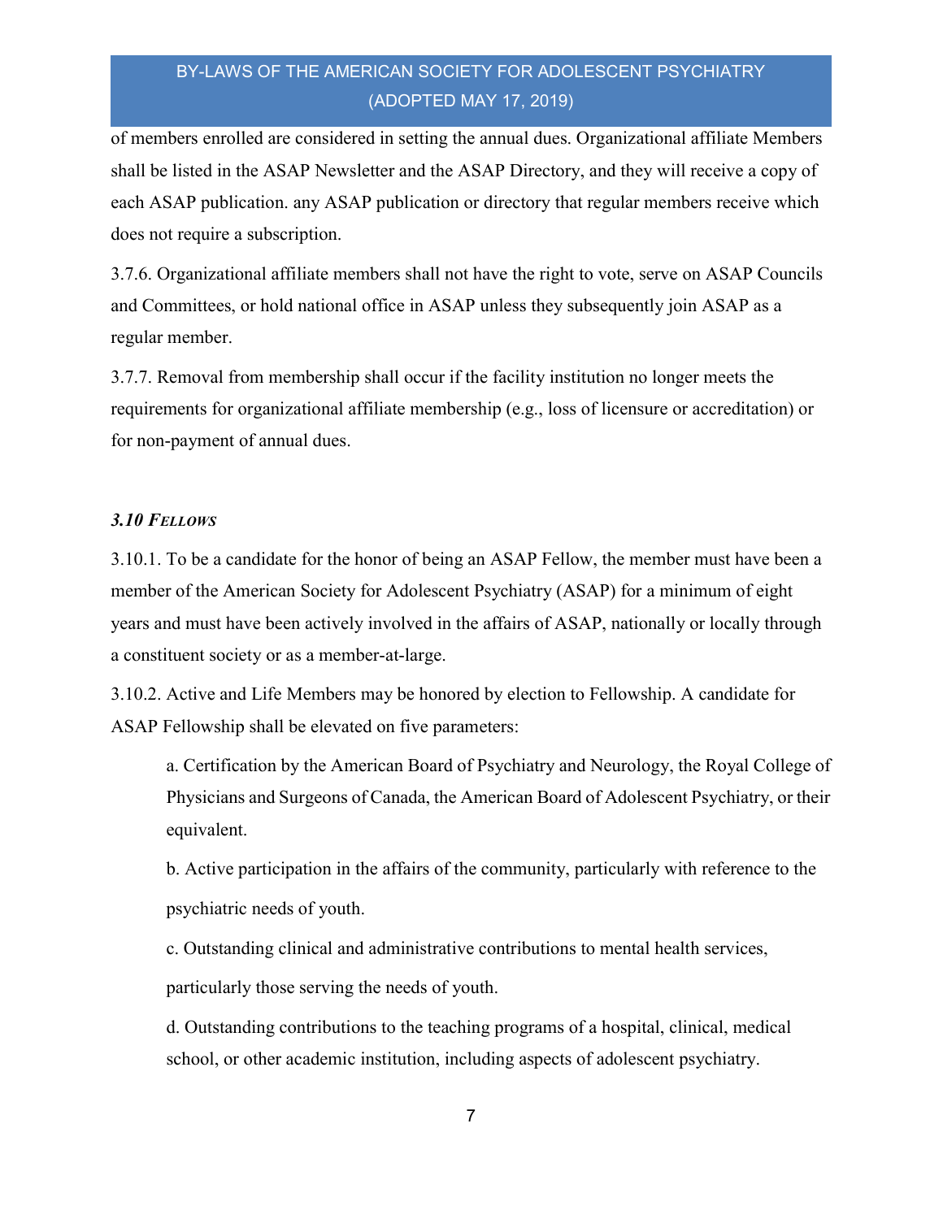of members enrolled are considered in setting the annual dues. Organizational affiliate Members shall be listed in the ASAP Newsletter and the ASAP Directory, and they will receive a copy of each ASAP publication. any ASAP publication or directory that regular members receive which does not require a subscription.

3.7.6. Organizational affiliate members shall not have the right to vote, serve on ASAP Councils and Committees, or hold national office in ASAP unless they subsequently join ASAP as a regular member.

3.7.7. Removal from membership shall occur if the facility institution no longer meets the requirements for organizational affiliate membership (e.g., loss of licensure or accreditation) or for non-payment of annual dues.

### *3.10 Fellows*

3.10.1. To be a candidate for the honor of being an ASAP Fellow, the member must have been a member of the American Society for Adolescent Psychiatry (ASAP) for a minimum of eight years and must have been actively involved in the affairs of ASAP, nationally or locally through a constituent society or as a member-at-large.

3.10.2. Active and Life Members may be honored by election to Fellowship. A candidate for ASAP Fellowship shall be elevated on five parameters:

a. Certification by the American Board of Psychiatry and Neurology, the Royal College of Physicians and Surgeons of Canada, the American Board of Adolescent Psychiatry, or their equivalent.

b. Active participation in the affairs of the community, particularly with reference to the psychiatric needs of youth.

c. Outstanding clinical and administrative contributions to mental health services, particularly those serving the needs of youth.

d. Outstanding contributions to the teaching programs of a hospital, clinical, medical school, or other academic institution, including aspects of adolescent psychiatry.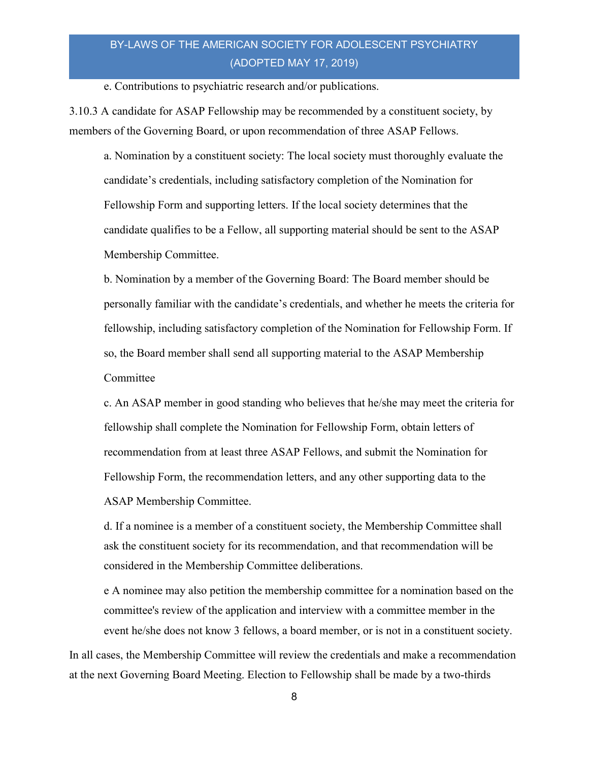e. Contributions to psychiatric research and/or publications.

3.10.3 A candidate for ASAP Fellowship may be recommended by a constituent society, by members of the Governing Board, or upon recommendation of three ASAP Fellows.

a. Nomination by a constituent society: The local society must thoroughly evaluate the candidate's credentials, including satisfactory completion of the Nomination for Fellowship Form and supporting letters. If the local society determines that the candidate qualifies to be a Fellow, all supporting material should be sent to the ASAP Membership Committee.

b. Nomination by a member of the Governing Board: The Board member should be personally familiar with the candidate's credentials, and whether he meets the criteria for fellowship, including satisfactory completion of the Nomination for Fellowship Form. If so, the Board member shall send all supporting material to the ASAP Membership Committee

c. An ASAP member in good standing who believes that he/she may meet the criteria for fellowship shall complete the Nomination for Fellowship Form, obtain letters of recommendation from at least three ASAP Fellows, and submit the Nomination for Fellowship Form, the recommendation letters, and any other supporting data to the ASAP Membership Committee.

d. If a nominee is a member of a constituent society, the Membership Committee shall ask the constituent society for its recommendation, and that recommendation will be considered in the Membership Committee deliberations.

e A nominee may also petition the membership committee for a nomination based on the committee's review of the application and interview with a committee member in the event he/she does not know 3 fellows, a board member, or is not in a constituent society.

In all cases, the Membership Committee will review the credentials and make a recommendation at the next Governing Board Meeting. Election to Fellowship shall be made by a two-thirds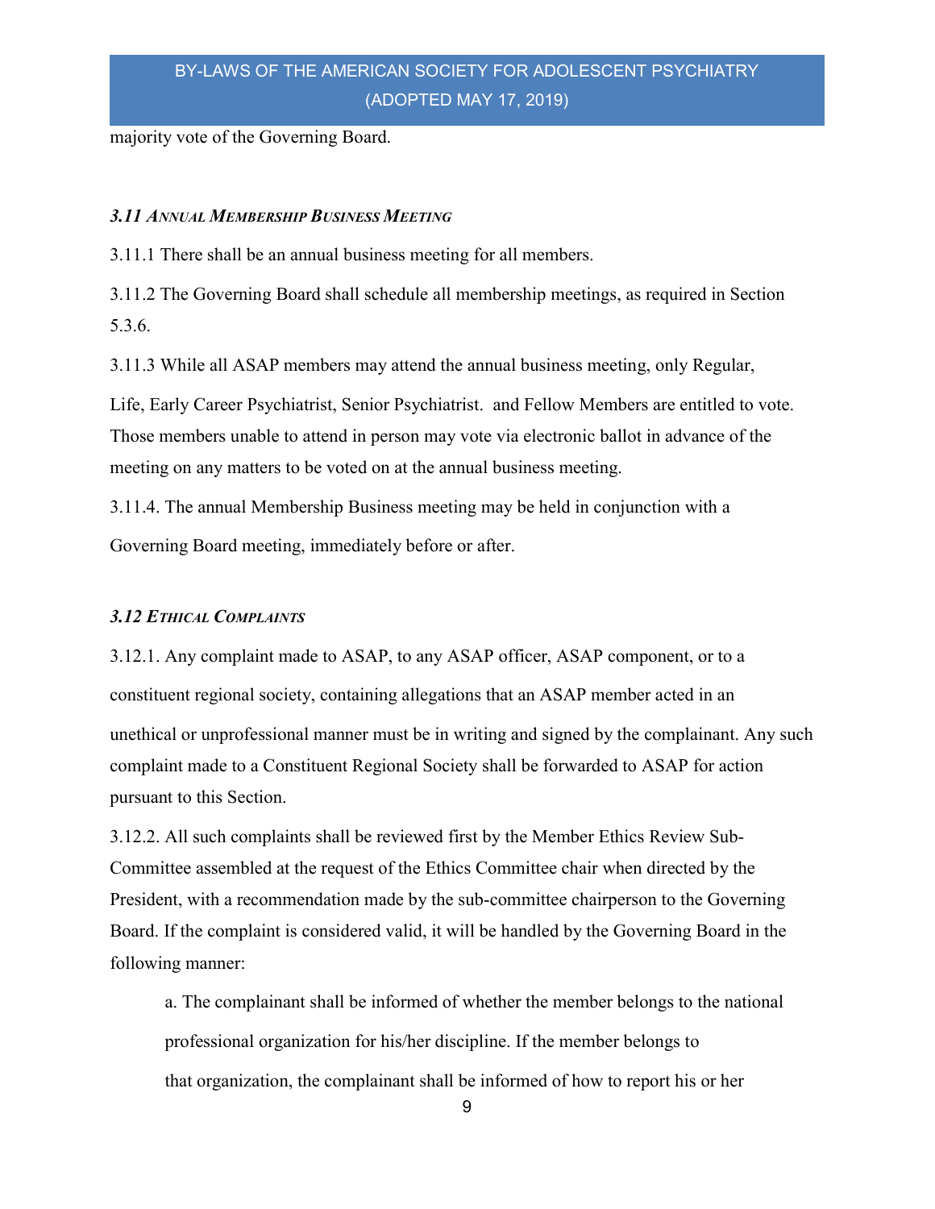majority vote of the Governing Board.

### *3.11 Annual Membership Business Meeting*

3.11.1 There shall be an annual business meeting for all members.

3.11.2 The Governing Board shall schedule all membership meetings, as required in Section 5.3.6.

3.11.3 While all ASAP members may attend the annual business meeting, only Regular, Life, Early Career Psychiatrist, Senior Psychiatrist. and Fellow Members are entitled to vote. Those members unable to attend in person may vote via electronic ballot in advance of the meeting on any matters to be voted on at the annual business meeting.

3.11.4. The annual Membership Business meeting may be held in conjunction with a Governing Board meeting, immediately before or after.

### *3.12 Ethical Complaints*

3.12.1. Any complaint made to ASAP, to any ASAP officer, ASAP component, or to a constituent regional society, containing allegations that an ASAP member acted in an unethical or unprofessional manner must be in writing and signed by the complainant. Any such complaint made to a Constituent Regional Society shall be forwarded to ASAP for action pursuant to this Section.

3.12.2. All such complaints shall be reviewed first by the Member Ethics Review Sub-Committee assembled at the request of the Ethics Committee chair when directed by the President, with a recommendation made by the sub-committee chairperson to the Governing Board. If the complaint is considered valid, it will be handled by the Governing Board in the following manner:

a. The complainant shall be informed of whether the member belongs to the national professional organization for his/her discipline. If the member belongs to that organization, the complainant shall be informed of how to report his or her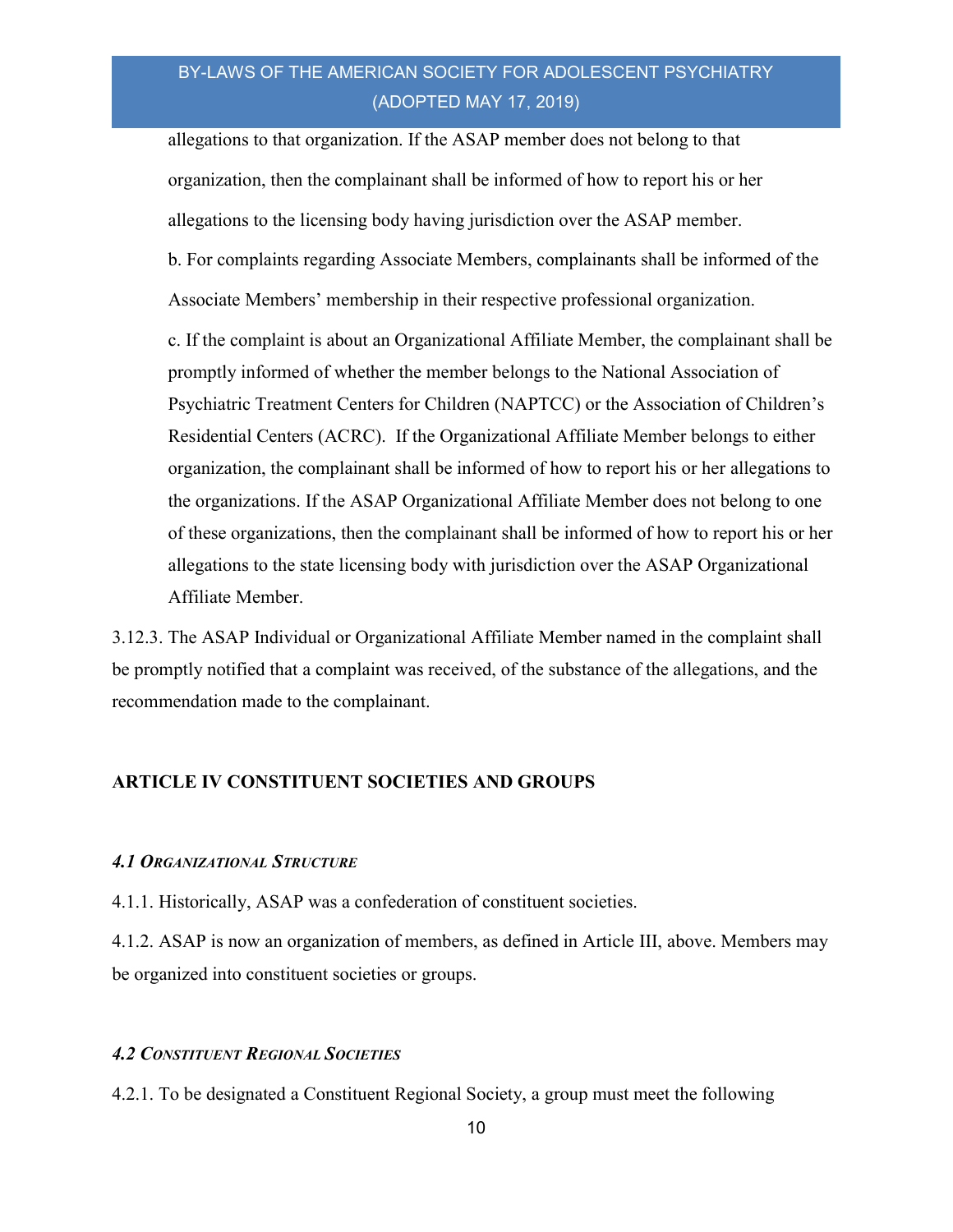allegations to that organization. If the ASAP member does not belong to that organization, then the complainant shall be informed of how to report his or her allegations to the licensing body having jurisdiction over the ASAP member.

b. For complaints regarding Associate Members, complainants shall be informed of the Associate Members' membership in their respective professional organization.

c. If the complaint is about an Organizational Affiliate Member, the complainant shall be promptly informed of whether the member belongs to the National Association of Psychiatric Treatment Centers for Children (NAPTCC) or the Association of Children's Residential Centers (ACRC). If the Organizational Affiliate Member belongs to either organization, the complainant shall be informed of how to report his or her allegations to the organizations. If the ASAP Organizational Affiliate Member does not belong to one of these organizations, then the complainant shall be informed of how to report his or her allegations to the state licensing body with jurisdiction over the ASAP Organizational Affiliate Member.

3.12.3. The ASAP Individual or Organizational Affiliate Member named in the complaint shall be promptly notified that a complaint was received, of the substance of the allegations, and the recommendation made to the complainant.

## ARTICLE IV CONSTITUENT SOCIETIES AND GROUPS

### *4.1 Organizational Structure*

4.1.1. Historically, ASAP was a confederation of constituent societies.

4.1.2. ASAP is now an organization of members, as defined in Article III, above. Members may be organized into constituent societies or groups.

### *4.2 Constituent Regional Societies*

4.2.1. To be designated a Constituent Regional Society, a group must meet the following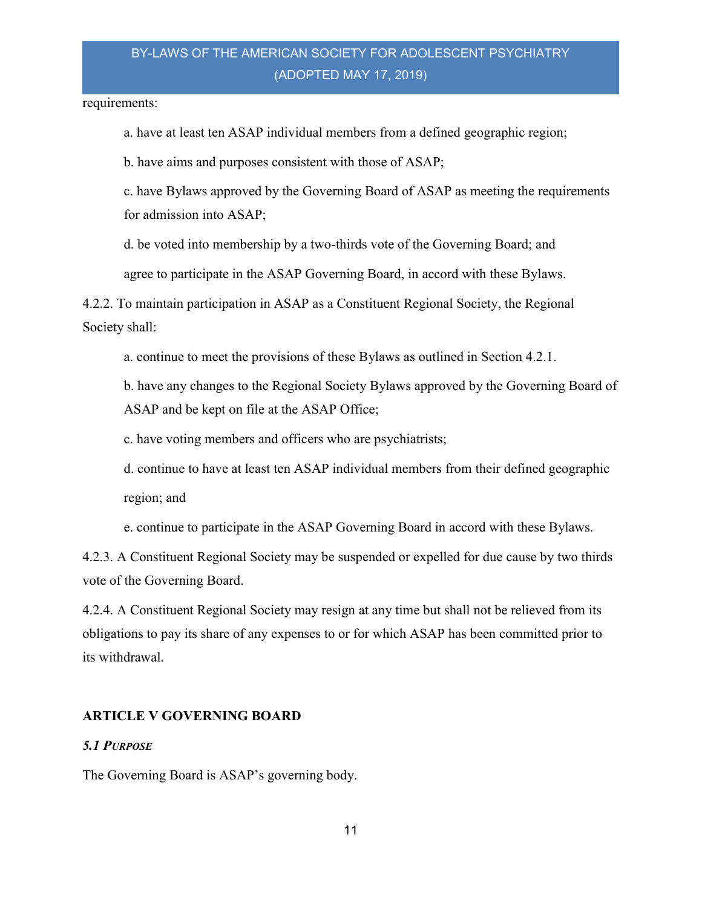requirements:

a. have at least ten ASAP individual members from a defined geographic region;

b. have aims and purposes consistent with those of ASAP;

c. have Bylaws approved by the Governing Board of ASAP as meeting the requirements for admission into ASAP;

d. be voted into membership by a two-thirds vote of the Governing Board; and

agree to participate in the ASAP Governing Board, in accord with these Bylaws.

4.2.2. To maintain participation in ASAP as a Constituent Regional Society, the Regional Society shall:

a. continue to meet the provisions of these Bylaws as outlined in Section 4.2.1.

b. have any changes to the Regional Society Bylaws approved by the Governing Board of ASAP and be kept on file at the ASAP Office;

c. have voting members and officers who are psychiatrists;

d. continue to have at least ten ASAP individual members from their defined geographic region; and

e. continue to participate in the ASAP Governing Board in accord with these Bylaws.

4.2.3. A Constituent Regional Society may be suspended or expelled for due cause by two thirds vote of the Governing Board.

4.2.4. A Constituent Regional Society may resign at any time but shall not be relieved from its obligations to pay its share of any expenses to or for which ASAP has been committed prior to its withdrawal.

## ARTICLE V GOVERNING BOARD

### *5.1 Purpose*

The Governing Board is ASAP's governing body.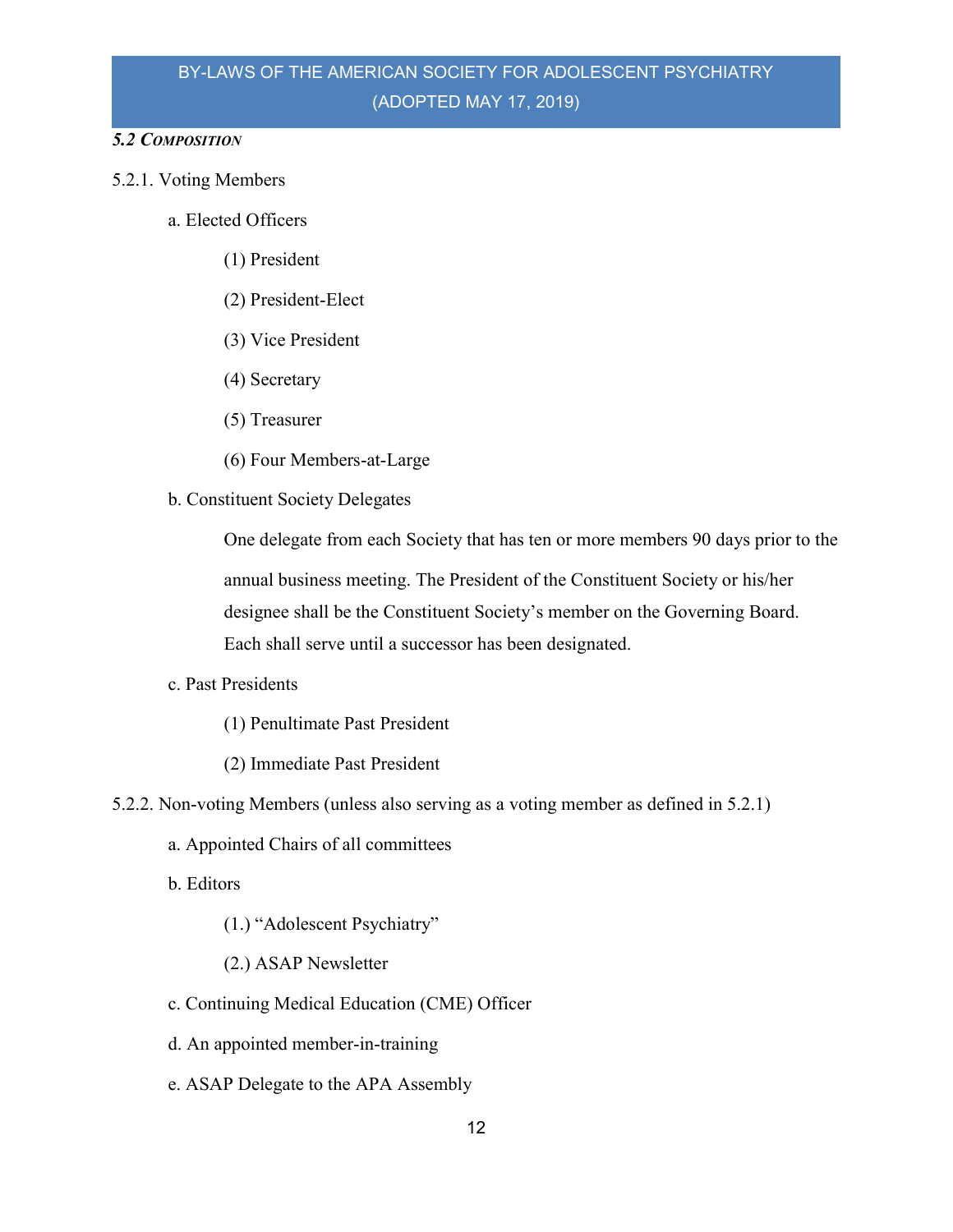### *5.2 Composition*

5.2.1. Voting Members

a. Elected Officers

(1) President

(2) President-Elect

(3) Vice President

(4) Secretary

(5) Treasurer

(6) Four Members-at-Large

b. Constituent Society Delegates

One delegate from each Society that has ten or more members 90 days prior to the annual business meeting. The President of the Constituent Society or his/her designee shall be the Constituent Society's member on the Governing Board. Each shall serve until a successor has been designated.

c. Past Presidents

(1) Penultimate Past President

(2) Immediate Past President

5.2.2. Non-voting Members (unless also serving as a voting member as defined in 5.2.1)

a. Appointed Chairs of all committees

b. Editors

(1.) "Adolescent Psychiatry"

(2.) ASAP Newsletter

c. Continuing Medical Education (CME) Officer

d. An appointed member-in-training

e. ASAP Delegate to the APA Assembly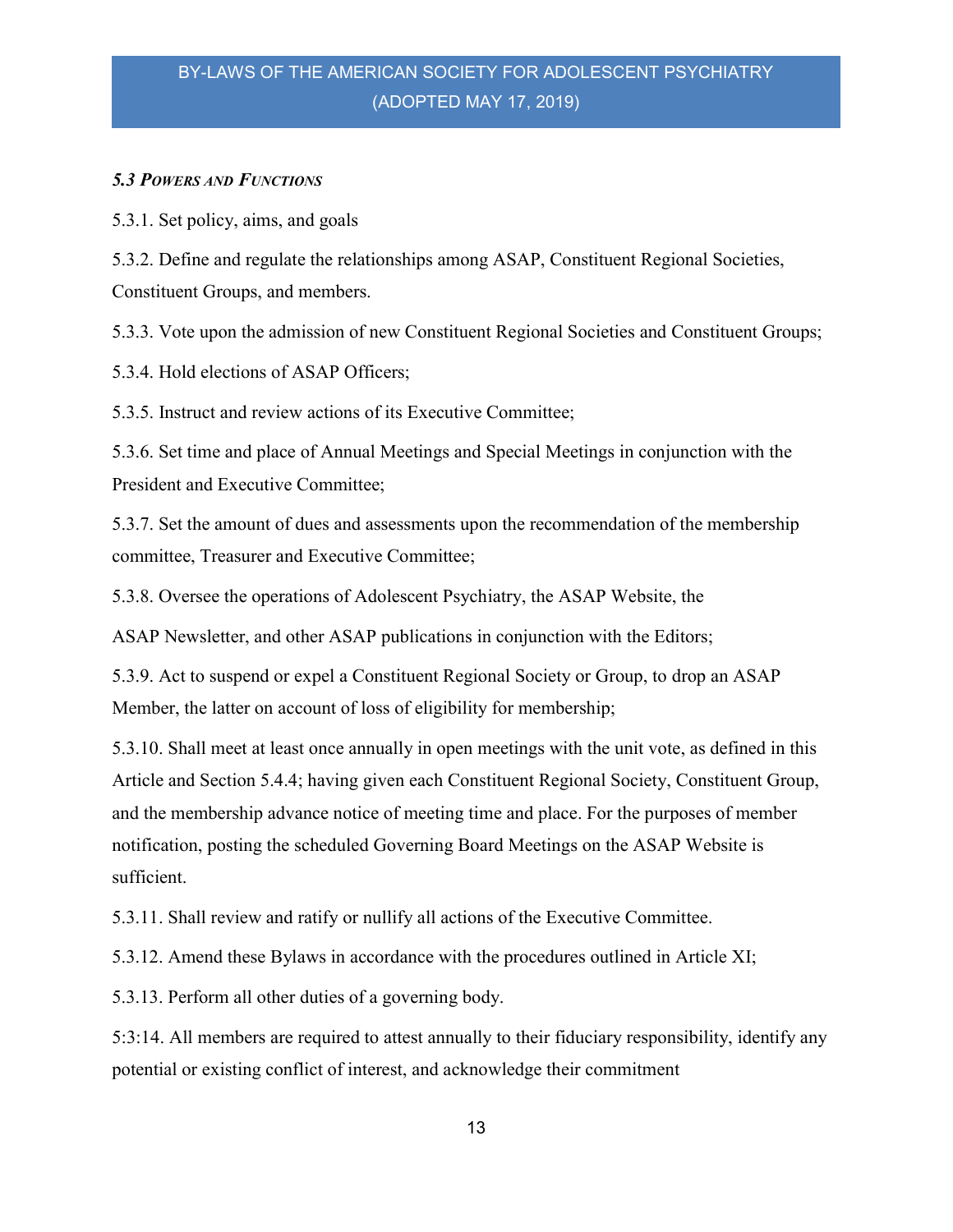### *5.3 Powers and Functions*

5.3.1. Set policy, aims, and goals

5.3.2. Define and regulate the relationships among ASAP, Constituent Regional Societies, Constituent Groups, and members.

5.3.3. Vote upon the admission of new Constituent Regional Societies and Constituent Groups;

5.3.4. Hold elections of ASAP Officers;

5.3.5. Instruct and review actions of its Executive Committee;

5.3.6. Set time and place of Annual Meetings and Special Meetings in conjunction with the President and Executive Committee;

5.3.7. Set the amount of dues and assessments upon the recommendation of the membership committee, Treasurer and Executive Committee;

5.3.8. Oversee the operations of Adolescent Psychiatry, the ASAP Website, the

ASAP Newsletter, and other ASAP publications in conjunction with the Editors;

5.3.9. Act to suspend or expel a Constituent Regional Society or Group, to drop an ASAP Member, the latter on account of loss of eligibility for membership;

5.3.10. Shall meet at least once annually in open meetings with the unit vote, as defined in this Article and Section 5.4.4; having given each Constituent Regional Society, Constituent Group, and the membership advance notice of meeting time and place. For the purposes of member notification, posting the scheduled Governing Board Meetings on the ASAP Website is sufficient.

5.3.11. Shall review and ratify or nullify all actions of the Executive Committee.

5.3.12. Amend these Bylaws in accordance with the procedures outlined in Article XI;

5.3.13. Perform all other duties of a governing body.

5:3:14. All members are required to attest annually to their fiduciary responsibility, identify any potential or existing conflict of interest, and acknowledge their commitment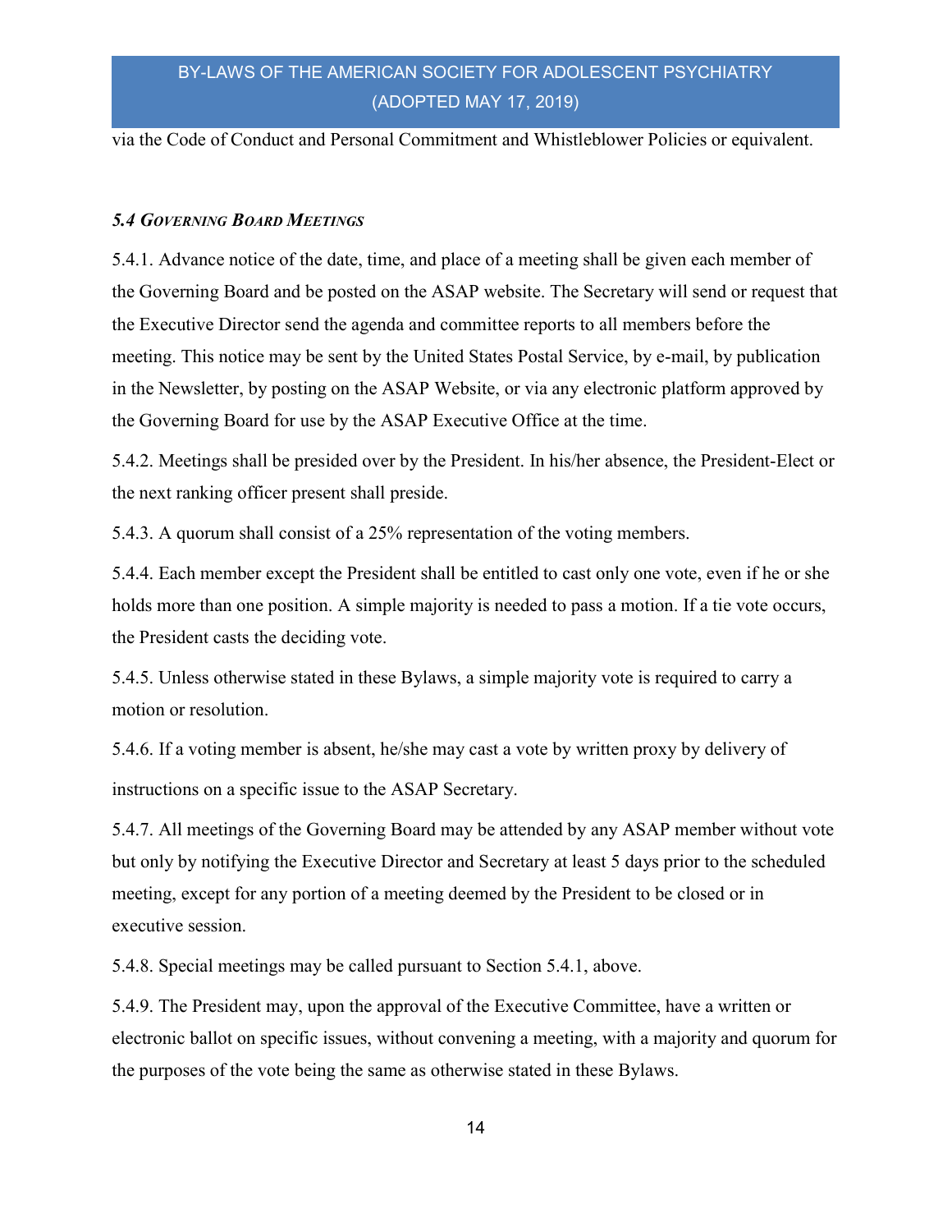via the Code of Conduct and Personal Commitment and Whistleblower Policies or equivalent.

### *5.4 Governing Board Meetings*

5.4.1. Advance notice of the date, time, and place of a meeting shall be given each member of the Governing Board and be posted on the ASAP website. The Secretary will send or request that the Executive Director send the agenda and committee reports to all members before the meeting. This notice may be sent by the United States Postal Service, by e-mail, by publication in the Newsletter, by posting on the ASAP Website, or via any electronic platform approved by the Governing Board for use by the ASAP Executive Office at the time.

5.4.2. Meetings shall be presided over by the President. In his/her absence, the President-Elect or the next ranking officer present shall preside.

5.4.3. A quorum shall consist of a 25% representation of the voting members.

5.4.4. Each member except the President shall be entitled to cast only one vote, even if he or she holds more than one position. A simple majority is needed to pass a motion. If a tie vote occurs, the President casts the deciding vote.

5.4.5. Unless otherwise stated in these Bylaws, a simple majority vote is required to carry a motion or resolution.

5.4.6. If a voting member is absent, he/she may cast a vote by written proxy by delivery of instructions on a specific issue to the ASAP Secretary.

5.4.7. All meetings of the Governing Board may be attended by any ASAP member without vote but only by notifying the Executive Director and Secretary at least 5 days prior to the scheduled meeting, except for any portion of a meeting deemed by the President to be closed or in executive session.

5.4.8. Special meetings may be called pursuant to Section 5.4.1, above.

5.4.9. The President may, upon the approval of the Executive Committee, have a written or electronic ballot on specific issues, without convening a meeting, with a majority and quorum for the purposes of the vote being the same as otherwise stated in these Bylaws.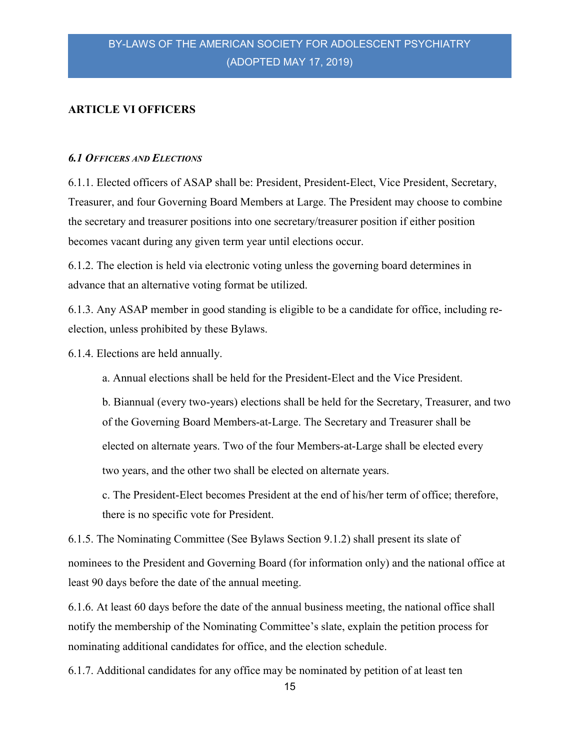## ARTICLE VI OFFICERS

### *6.1 Officers and Elections*

6.1.1. Elected officers of ASAP shall be: President, President-Elect, Vice President, Secretary, Treasurer, and four Governing Board Members at Large. The President may choose to combine the secretary and treasurer positions into one secretary/treasurer position if either position becomes vacant during any given term year until elections occur.

6.1.2. The election is held via electronic voting unless the governing board determines in advance that an alternative voting format be utilized.

6.1.3. Any ASAP member in good standing is eligible to be a candidate for office, including re-election, unless prohibited by these Bylaws.

6.1.4. Elections are held annually.

> a. Annual elections shall be held for the President-Elect and the Vice President.
>
> b. Biannual (every two-years) elections shall be held for the Secretary, Treasurer, and two of the Governing Board Members-at-Large. The Secretary and Treasurer shall be elected on alternate years. Two of the four Members-at-Large shall be elected every two years, and the other two shall be elected on alternate years.
>
> c. The President-Elect becomes President at the end of his/her term of office; therefore, there is no specific vote for President.

6.1.5. The Nominating Committee (See Bylaws Section 9.1.2) shall present its slate of nominees to the President and Governing Board (for information only) and the national office at least 90 days before the date of the annual meeting.

6.1.6. At least 60 days before the date of the annual business meeting, the national office shall notify the membership of the Nominating Committee's slate, explain the petition process for nominating additional candidates for office, and the election schedule.

6.1.7. Additional candidates for any office may be nominated by petition of at least ten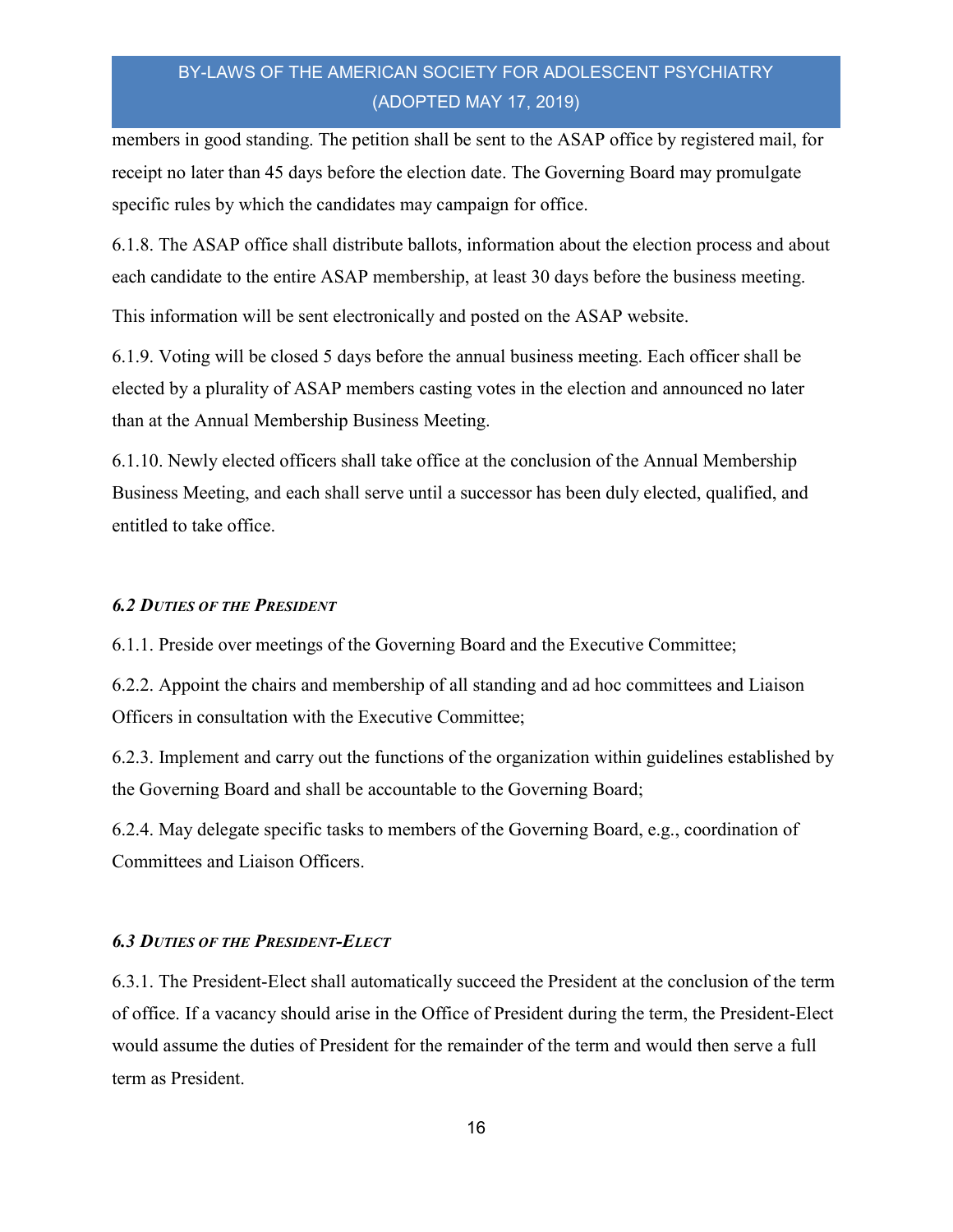members in good standing. The petition shall be sent to the ASAP office by registered mail, for receipt no later than 45 days before the election date. The Governing Board may promulgate specific rules by which the candidates may campaign for office.

6.1.8. The ASAP office shall distribute ballots, information about the election process and about each candidate to the entire ASAP membership, at least 30 days before the business meeting. This information will be sent electronically and posted on the ASAP website.

6.1.9. Voting will be closed 5 days before the annual business meeting. Each officer shall be elected by a plurality of ASAP members casting votes in the election and announced no later than at the Annual Membership Business Meeting.

6.1.10. Newly elected officers shall take office at the conclusion of the Annual Membership Business Meeting, and each shall serve until a successor has been duly elected, qualified, and entitled to take office.

### *6.2 Duties of the President*

6.1.1. Preside over meetings of the Governing Board and the Executive Committee;

6.2.2. Appoint the chairs and membership of all standing and ad hoc committees and Liaison Officers in consultation with the Executive Committee;

6.2.3. Implement and carry out the functions of the organization within guidelines established by the Governing Board and shall be accountable to the Governing Board;

6.2.4. May delegate specific tasks to members of the Governing Board, e.g., coordination of Committees and Liaison Officers.

### *6.3 Duties of the President-Elect*

6.3.1. The President-Elect shall automatically succeed the President at the conclusion of the term of office. If a vacancy should arise in the Office of President during the term, the President-Elect would assume the duties of President for the remainder of the term and would then serve a full term as President.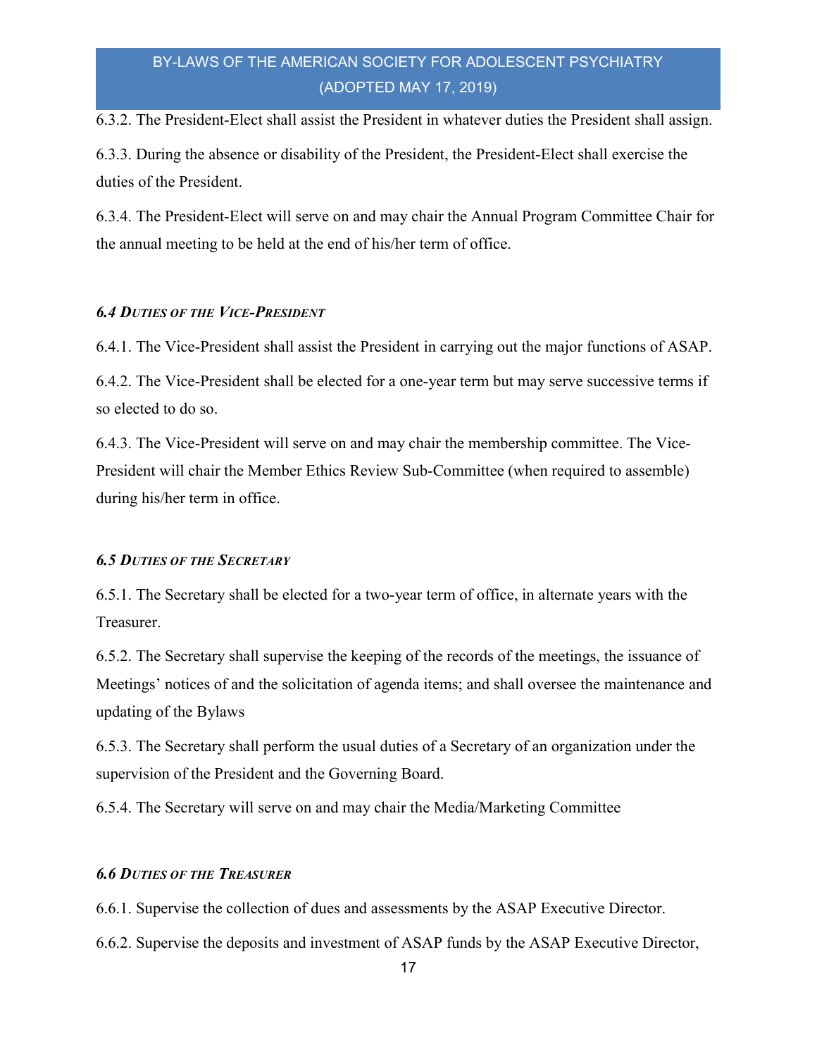6.3.2. The President-Elect shall assist the President in whatever duties the President shall assign.

6.3.3. During the absence or disability of the President, the President-Elect shall exercise the duties of the President.

6.3.4. The President-Elect will serve on and may chair the Annual Program Committee Chair for the annual meeting to be held at the end of his/her term of office.

### *6.4 Duties of the Vice-President*

6.4.1. The Vice-President shall assist the President in carrying out the major functions of ASAP.

6.4.2. The Vice-President shall be elected for a one-year term but may serve successive terms if so elected to do so.

6.4.3. The Vice-President will serve on and may chair the membership committee. The Vice-President will chair the Member Ethics Review Sub-Committee (when required to assemble) during his/her term in office.

### *6.5 Duties of the Secretary*

6.5.1. The Secretary shall be elected for a two-year term of office, in alternate years with the Treasurer.

6.5.2. The Secretary shall supervise the keeping of the records of the meetings, the issuance of Meetings' notices of and the solicitation of agenda items; and shall oversee the maintenance and updating of the Bylaws

6.5.3. The Secretary shall perform the usual duties of a Secretary of an organization under the supervision of the President and the Governing Board.

6.5.4. The Secretary will serve on and may chair the Media/Marketing Committee

### *6.6 Duties of the Treasurer*

6.6.1. Supervise the collection of dues and assessments by the ASAP Executive Director.

6.6.2. Supervise the deposits and investment of ASAP funds by the ASAP Executive Director,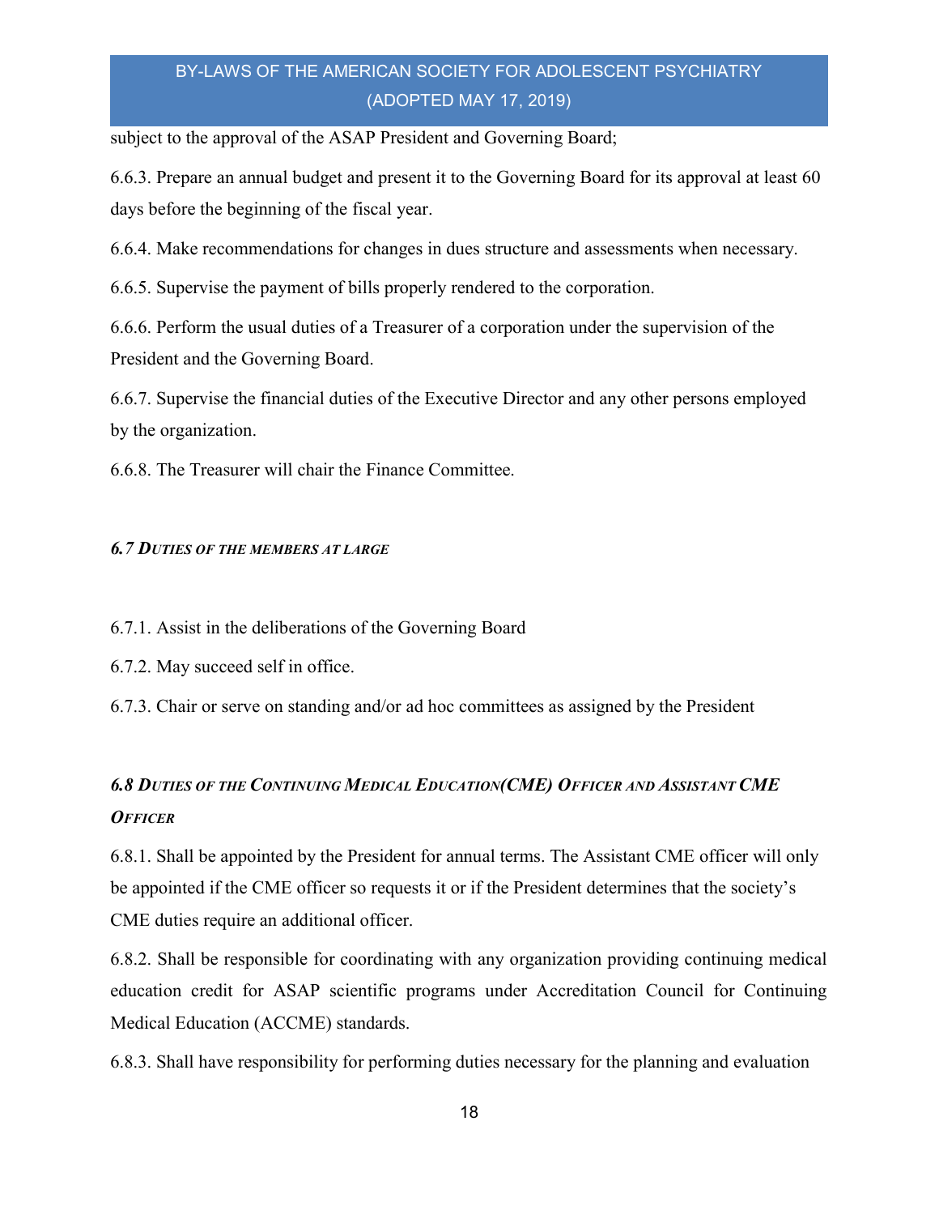subject to the approval of the ASAP President and Governing Board;

6.6.3. Prepare an annual budget and present it to the Governing Board for its approval at least 60 days before the beginning of the fiscal year.

6.6.4. Make recommendations for changes in dues structure and assessments when necessary.

6.6.5. Supervise the payment of bills properly rendered to the corporation.

6.6.6. Perform the usual duties of a Treasurer of a corporation under the supervision of the President and the Governing Board.

6.6.7. Supervise the financial duties of the Executive Director and any other persons employed by the organization.

6.6.8. The Treasurer will chair the Finance Committee.

### *6.7 Duties of the members at large*

6.7.1. Assist in the deliberations of the Governing Board

6.7.2. May succeed self in office.

6.7.3. Chair or serve on standing and/or ad hoc committees as assigned by the President

### *6.8 Duties of the Continuing Medical Education(CME) Officer and Assistant CME Officer*

6.8.1. Shall be appointed by the President for annual terms. The Assistant CME officer will only be appointed if the CME officer so requests it or if the President determines that the society's CME duties require an additional officer.

6.8.2. Shall be responsible for coordinating with any organization providing continuing medical education credit for ASAP scientific programs under Accreditation Council for Continuing Medical Education (ACCME) standards.

6.8.3. Shall have responsibility for performing duties necessary for the planning and evaluation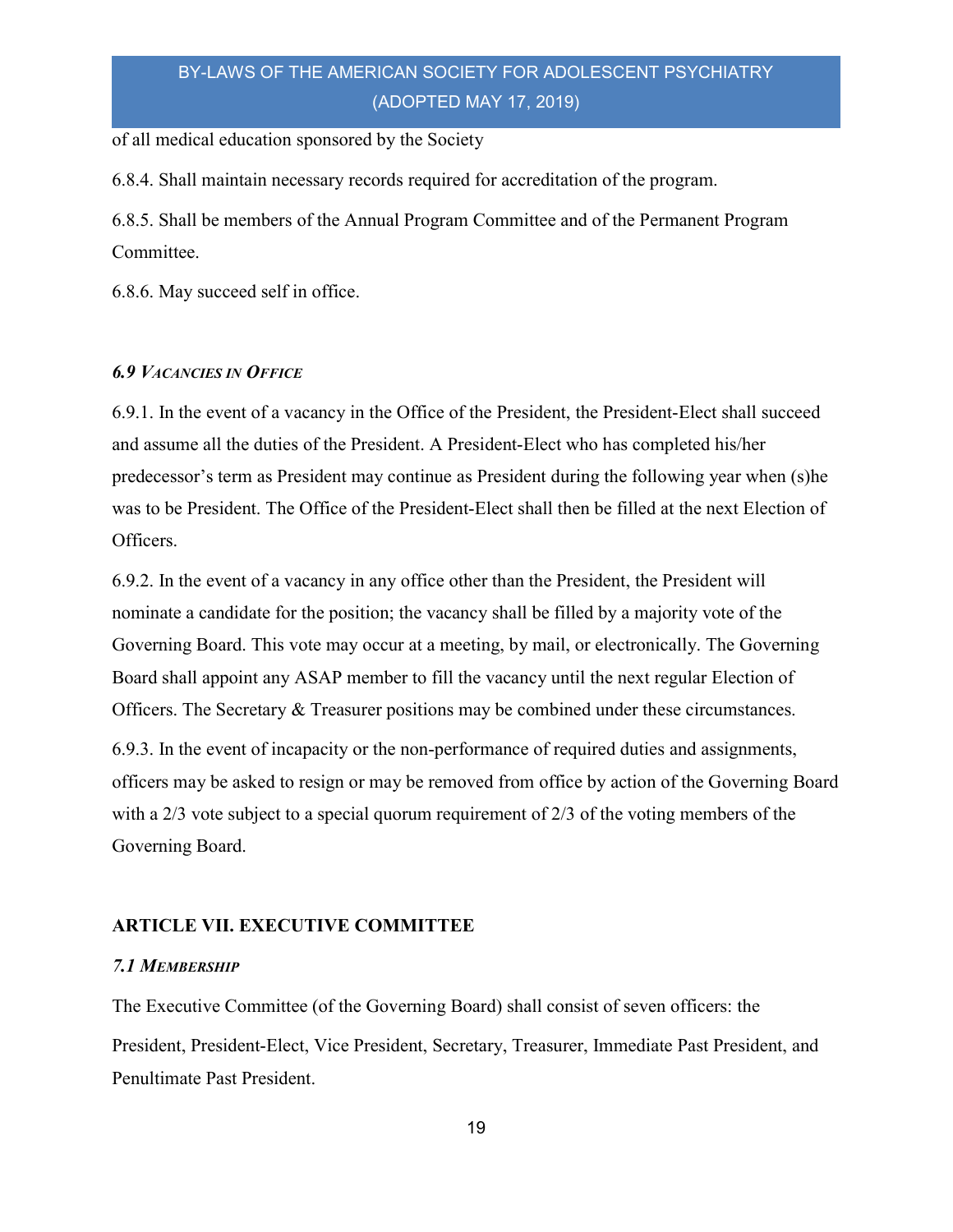of all medical education sponsored by the Society

6.8.4. Shall maintain necessary records required for accreditation of the program.

6.8.5. Shall be members of the Annual Program Committee and of the Permanent Program Committee.

6.8.6. May succeed self in office.

### *6.9 Vacancies in Office*

6.9.1. In the event of a vacancy in the Office of the President, the President-Elect shall succeed and assume all the duties of the President. A President-Elect who has completed his/her predecessor's term as President may continue as President during the following year when (s)he was to be President. The Office of the President-Elect shall then be filled at the next Election of Officers.

6.9.2. In the event of a vacancy in any office other than the President, the President will nominate a candidate for the position; the vacancy shall be filled by a majority vote of the Governing Board. This vote may occur at a meeting, by mail, or electronically. The Governing Board shall appoint any ASAP member to fill the vacancy until the next regular Election of Officers. The Secretary & Treasurer positions may be combined under these circumstances.

6.9.3. In the event of incapacity or the non-performance of required duties and assignments, officers may be asked to resign or may be removed from office by action of the Governing Board with a 2/3 vote subject to a special quorum requirement of 2/3 of the voting members of the Governing Board.

## ARTICLE VII. EXECUTIVE COMMITTEE

### *7.1 Membership*

The Executive Committee (of the Governing Board) shall consist of seven officers: the President, President-Elect, Vice President, Secretary, Treasurer, Immediate Past President, and Penultimate Past President.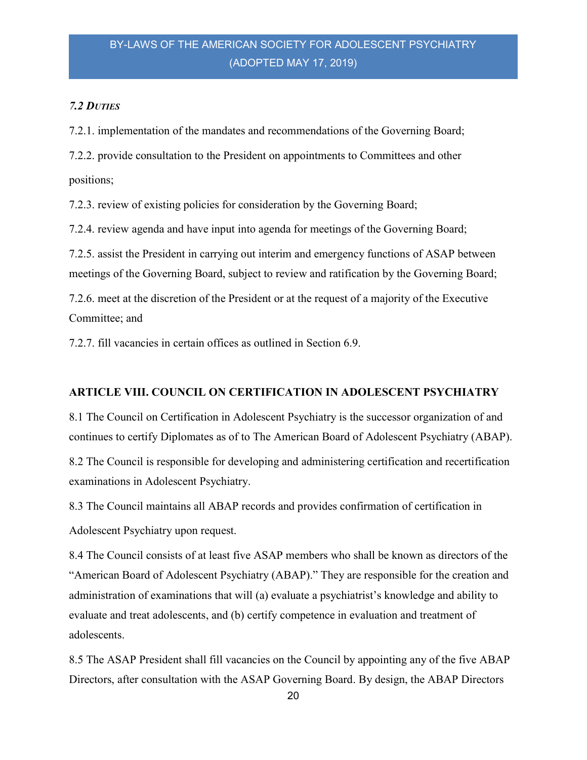### *7.2 Duties*

7.2.1. implementation of the mandates and recommendations of the Governing Board;

7.2.2. provide consultation to the President on appointments to Committees and other positions;

7.2.3. review of existing policies for consideration by the Governing Board;

7.2.4. review agenda and have input into agenda for meetings of the Governing Board;

7.2.5. assist the President in carrying out interim and emergency functions of ASAP between meetings of the Governing Board, subject to review and ratification by the Governing Board;

7.2.6. meet at the discretion of the President or at the request of a majority of the Executive Committee; and

7.2.7. fill vacancies in certain offices as outlined in Section 6.9.

## ARTICLE VIII. COUNCIL ON CERTIFICATION IN ADOLESCENT PSYCHIATRY

8.1 The Council on Certification in Adolescent Psychiatry is the successor organization of and continues to certify Diplomates as of to The American Board of Adolescent Psychiatry (ABAP).

8.2 The Council is responsible for developing and administering certification and recertification examinations in Adolescent Psychiatry.

8.3 The Council maintains all ABAP records and provides confirmation of certification in Adolescent Psychiatry upon request.

8.4 The Council consists of at least five ASAP members who shall be known as directors of the "American Board of Adolescent Psychiatry (ABAP)." They are responsible for the creation and administration of examinations that will (a) evaluate a psychiatrist's knowledge and ability to evaluate and treat adolescents, and (b) certify competence in evaluation and treatment of adolescents.

8.5 The ASAP President shall fill vacancies on the Council by appointing any of the five ABAP Directors, after consultation with the ASAP Governing Board. By design, the ABAP Directors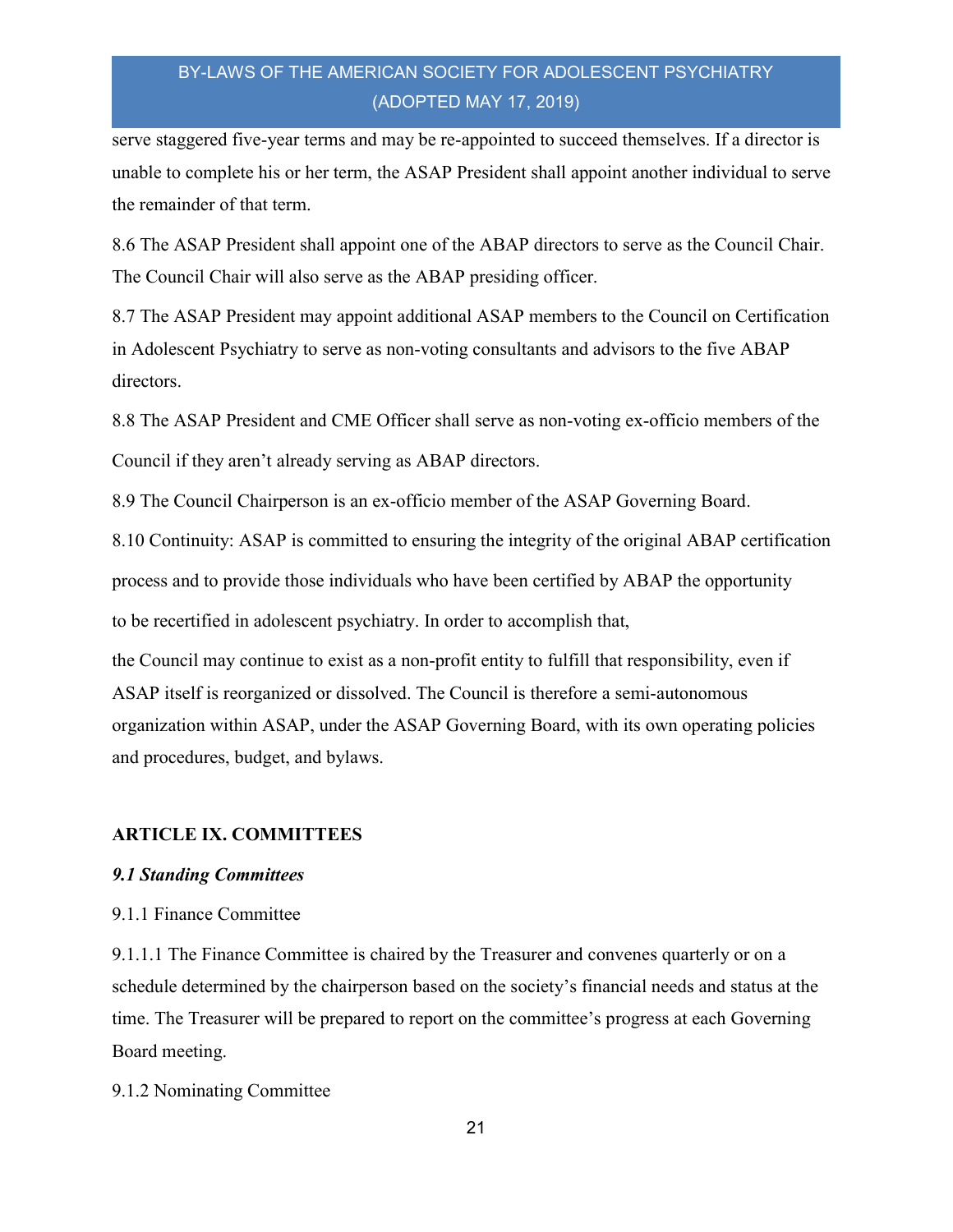serve staggered five-year terms and may be re-appointed to succeed themselves. If a director is unable to complete his or her term, the ASAP President shall appoint another individual to serve the remainder of that term.

8.6 The ASAP President shall appoint one of the ABAP directors to serve as the Council Chair. The Council Chair will also serve as the ABAP presiding officer.

8.7 The ASAP President may appoint additional ASAP members to the Council on Certification in Adolescent Psychiatry to serve as non-voting consultants and advisors to the five ABAP directors.

8.8 The ASAP President and CME Officer shall serve as non-voting ex-officio members of the Council if they aren't already serving as ABAP directors.

8.9 The Council Chairperson is an ex-officio member of the ASAP Governing Board.

8.10 Continuity: ASAP is committed to ensuring the integrity of the original ABAP certification process and to provide those individuals who have been certified by ABAP the opportunity to be recertified in adolescent psychiatry. In order to accomplish that,

the Council may continue to exist as a non-profit entity to fulfill that responsibility, even if ASAP itself is reorganized or dissolved. The Council is therefore a semi-autonomous organization within ASAP, under the ASAP Governing Board, with its own operating policies and procedures, budget, and bylaws.

## ARTICLE IX. COMMITTEES

### *9.1 Standing Committees*

9.1.1 Finance Committee

9.1.1.1 The Finance Committee is chaired by the Treasurer and convenes quarterly or on a schedule determined by the chairperson based on the society's financial needs and status at the time. The Treasurer will be prepared to report on the committee's progress at each Governing Board meeting.

9.1.2 Nominating Committee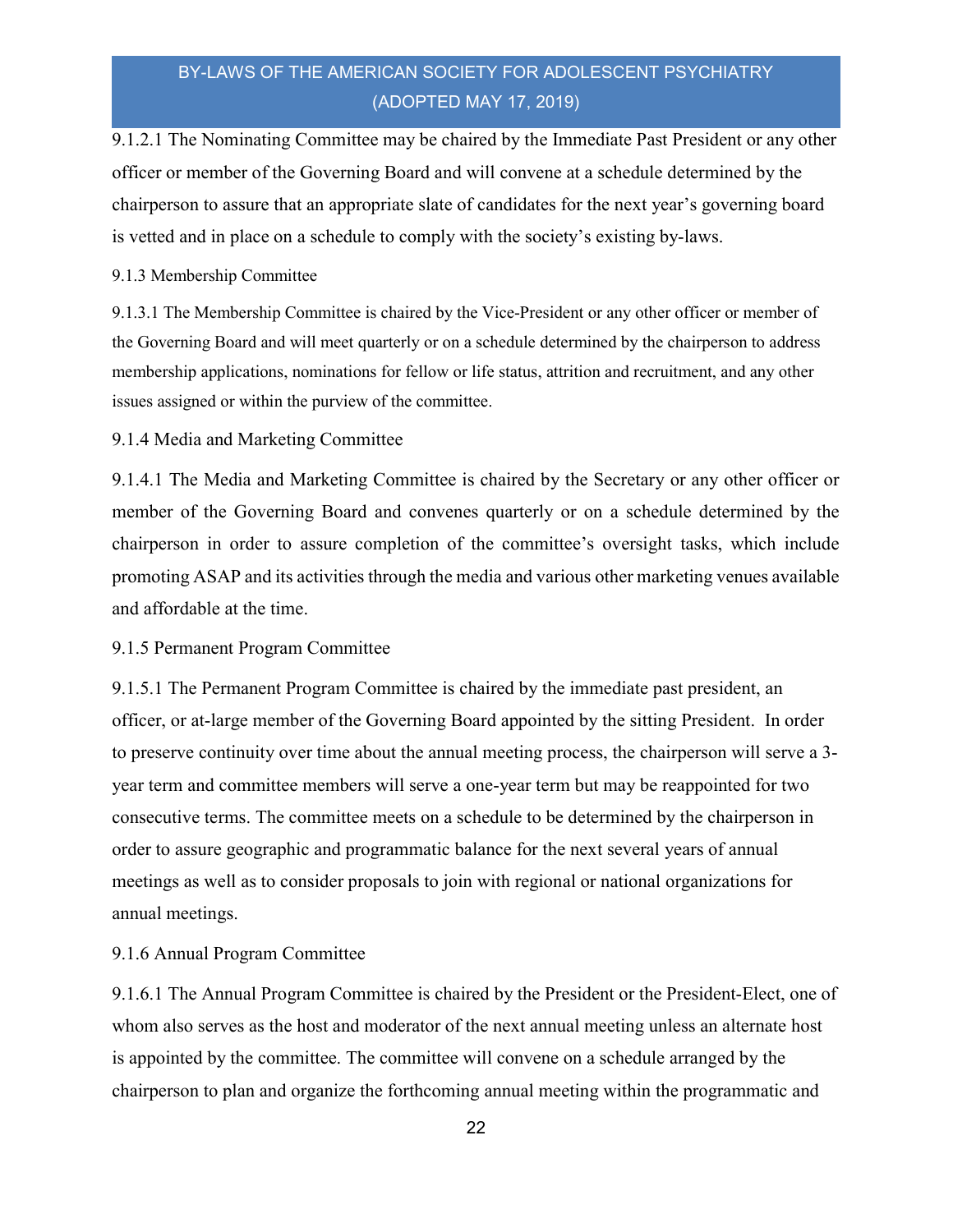9.1.2.1 The Nominating Committee may be chaired by the Immediate Past President or any other officer or member of the Governing Board and will convene at a schedule determined by the chairperson to assure that an appropriate slate of candidates for the next year's governing board is vetted and in place on a schedule to comply with the society's existing by-laws.

9.1.3 Membership Committee

9.1.3.1 The Membership Committee is chaired by the Vice-President or any other officer or member of the Governing Board and will meet quarterly or on a schedule determined by the chairperson to address membership applications, nominations for fellow or life status, attrition and recruitment, and any other issues assigned or within the purview of the committee.

9.1.4 Media and Marketing Committee

9.1.4.1 The Media and Marketing Committee is chaired by the Secretary or any other officer or member of the Governing Board and convenes quarterly or on a schedule determined by the chairperson in order to assure completion of the committee's oversight tasks, which include promoting ASAP and its activities through the media and various other marketing venues available and affordable at the time.

9.1.5 Permanent Program Committee

9.1.5.1 The Permanent Program Committee is chaired by the immediate past president, an officer, or at-large member of the Governing Board appointed by the sitting President. In order to preserve continuity over time about the annual meeting process, the chairperson will serve a 3-year term and committee members will serve a one-year term but may be reappointed for two consecutive terms. The committee meets on a schedule to be determined by the chairperson in order to assure geographic and programmatic balance for the next several years of annual meetings as well as to consider proposals to join with regional or national organizations for annual meetings.

9.1.6 Annual Program Committee

9.1.6.1 The Annual Program Committee is chaired by the President or the President-Elect, one of whom also serves as the host and moderator of the next annual meeting unless an alternate host is appointed by the committee. The committee will convene on a schedule arranged by the chairperson to plan and organize the forthcoming annual meeting within the programmatic and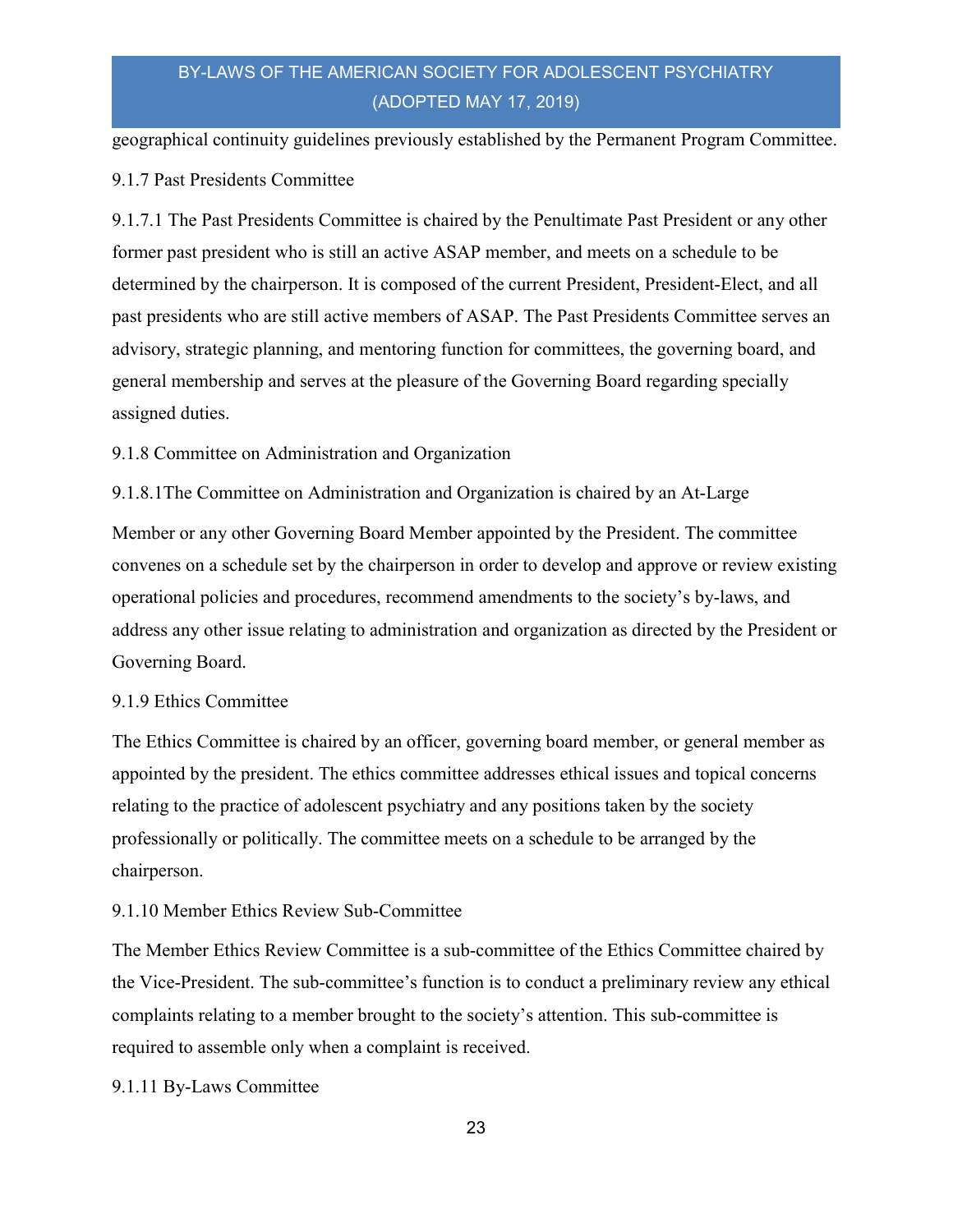geographical continuity guidelines previously established by the Permanent Program Committee.

9.1.7 Past Presidents Committee

9.1.7.1 The Past Presidents Committee is chaired by the Penultimate Past President or any other former past president who is still an active ASAP member, and meets on a schedule to be determined by the chairperson. It is composed of the current President, President-Elect, and all past presidents who are still active members of ASAP. The Past Presidents Committee serves an advisory, strategic planning, and mentoring function for committees, the governing board, and general membership and serves at the pleasure of the Governing Board regarding specially assigned duties.

9.1.8 Committee on Administration and Organization

9.1.8.1The Committee on Administration and Organization is chaired by an At-Large

Member or any other Governing Board Member appointed by the President. The committee convenes on a schedule set by the chairperson in order to develop and approve or review existing operational policies and procedures, recommend amendments to the society's by-laws, and address any other issue relating to administration and organization as directed by the President or Governing Board.

9.1.9 Ethics Committee

The Ethics Committee is chaired by an officer, governing board member, or general member as appointed by the president. The ethics committee addresses ethical issues and topical concerns relating to the practice of adolescent psychiatry and any positions taken by the society professionally or politically. The committee meets on a schedule to be arranged by the chairperson.

9.1.10 Member Ethics Review Sub-Committee

The Member Ethics Review Committee is a sub-committee of the Ethics Committee chaired by the Vice-President. The sub-committee's function is to conduct a preliminary review any ethical complaints relating to a member brought to the society's attention. This sub-committee is required to assemble only when a complaint is received.

9.1.11 By-Laws Committee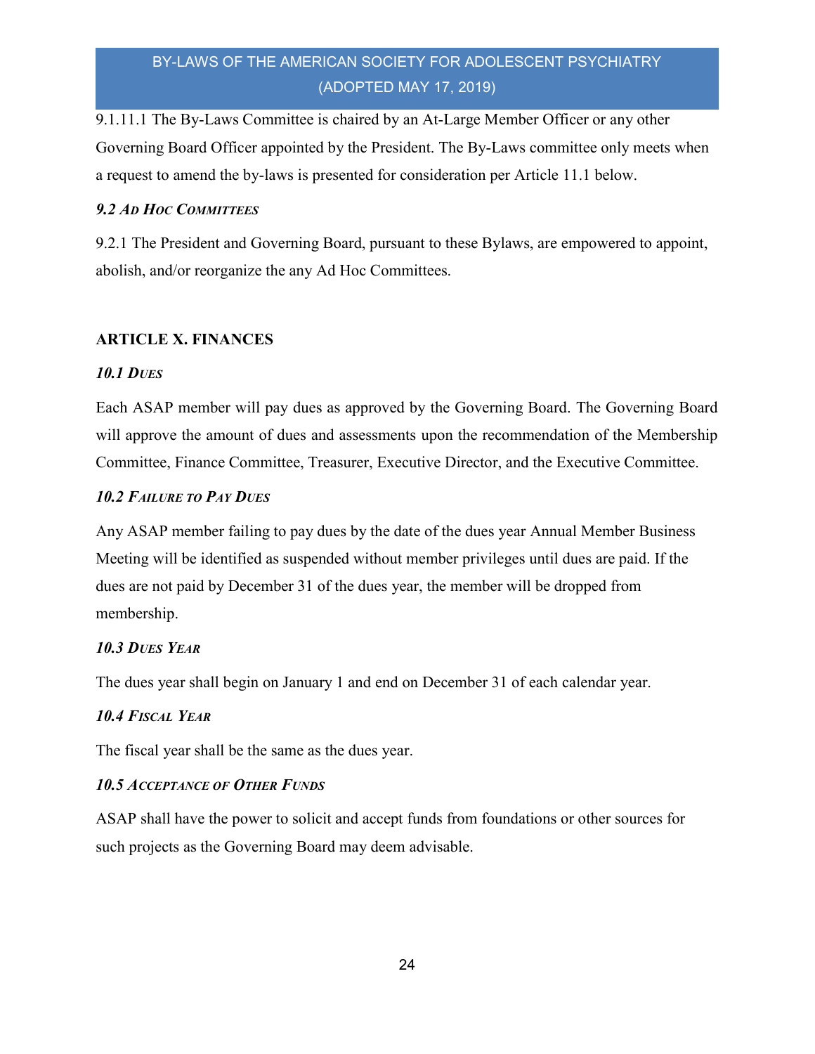9.1.11.1 The By-Laws Committee is chaired by an At-Large Member Officer or any other Governing Board Officer appointed by the President. The By-Laws committee only meets when a request to amend the by-laws is presented for consideration per Article 11.1 below.

### *9.2 Ad Hoc Committees*

9.2.1 The President and Governing Board, pursuant to these Bylaws, are empowered to appoint, abolish, and/or reorganize the any Ad Hoc Committees.

## ARTICLE X. FINANCES

### *10.1 Dues*

Each ASAP member will pay dues as approved by the Governing Board. The Governing Board will approve the amount of dues and assessments upon the recommendation of the Membership Committee, Finance Committee, Treasurer, Executive Director, and the Executive Committee.

### *10.2 Failure to Pay Dues*

Any ASAP member failing to pay dues by the date of the dues year Annual Member Business Meeting will be identified as suspended without member privileges until dues are paid. If the dues are not paid by December 31 of the dues year, the member will be dropped from membership.

### *10.3 Dues Year*

The dues year shall begin on January 1 and end on December 31 of each calendar year.

### *10.4 Fiscal Year*

The fiscal year shall be the same as the dues year.

### *10.5 Acceptance of Other Funds*

ASAP shall have the power to solicit and accept funds from foundations or other sources for such projects as the Governing Board may deem advisable.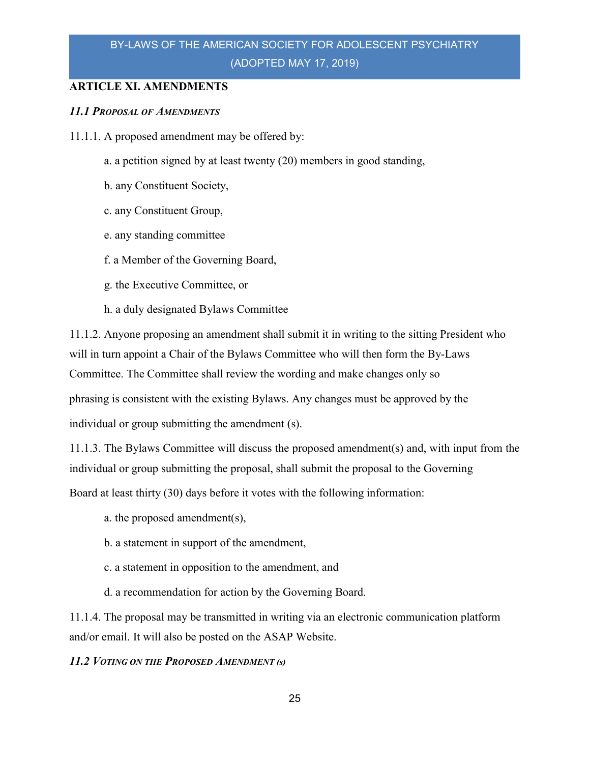## ARTICLE XI. AMENDMENTS

### *11.1 Proposal of Amendments*

11.1.1. A proposed amendment may be offered by:

a. a petition signed by at least twenty (20) members in good standing,

b. any Constituent Society,

c. any Constituent Group,

e. any standing committee

f. a Member of the Governing Board,

g. the Executive Committee, or

h. a duly designated Bylaws Committee

11.1.2. Anyone proposing an amendment shall submit it in writing to the sitting President who will in turn appoint a Chair of the Bylaws Committee who will then form the By-Laws Committee. The Committee shall review the wording and make changes only so phrasing is consistent with the existing Bylaws. Any changes must be approved by the individual or group submitting the amendment (s).

11.1.3. The Bylaws Committee will discuss the proposed amendment(s) and, with input from the individual or group submitting the proposal, shall submit the proposal to the Governing Board at least thirty (30) days before it votes with the following information:

a. the proposed amendment(s),

b. a statement in support of the amendment,

c. a statement in opposition to the amendment, and

d. a recommendation for action by the Governing Board.

11.1.4. The proposal may be transmitted in writing via an electronic communication platform and/or email. It will also be posted on the ASAP Website.

### *11.2 Voting on the Proposed Amendment (s)*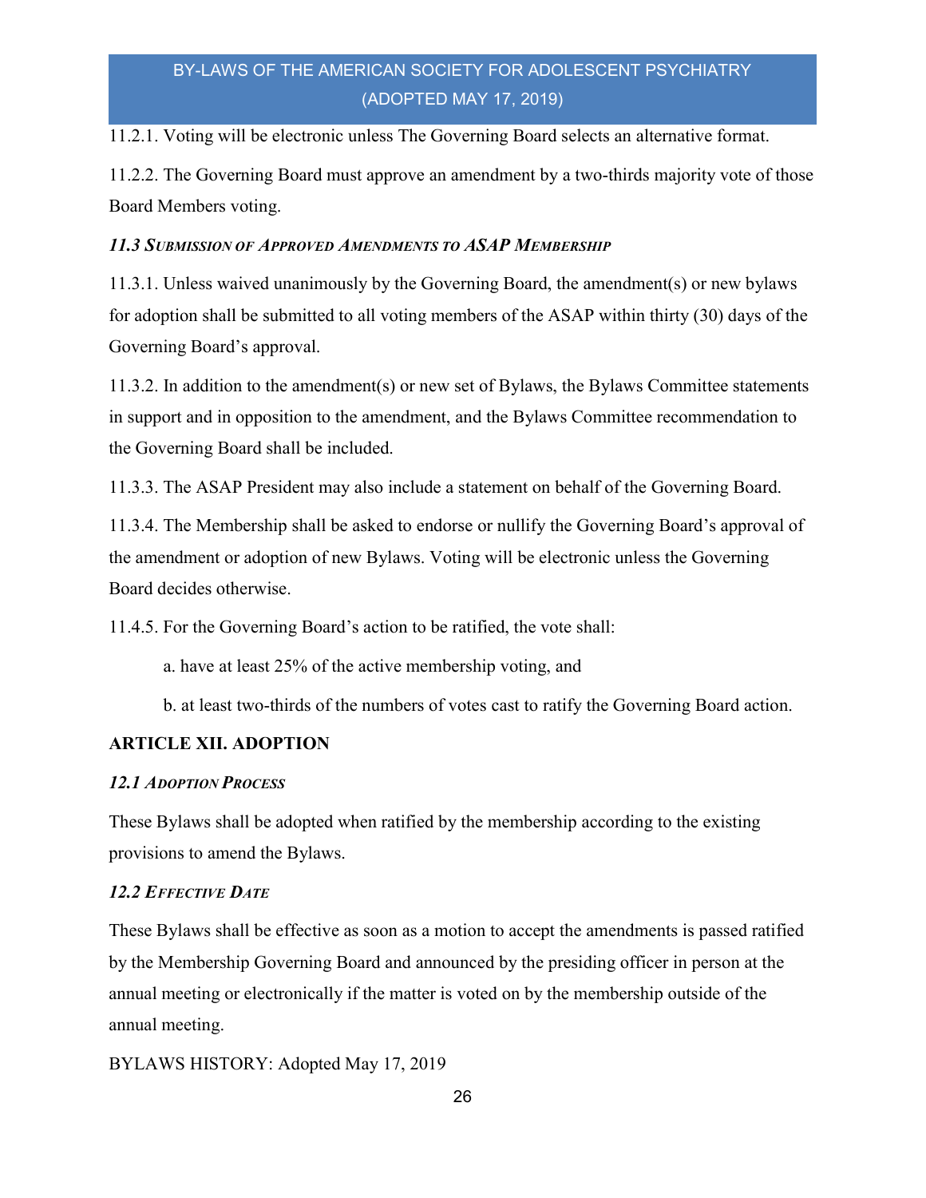11.2.1. Voting will be electronic unless The Governing Board selects an alternative format.

11.2.2. The Governing Board must approve an amendment by a two-thirds majority vote of those Board Members voting.

### *11.3 Submission of Approved Amendments to ASAP Membership*

11.3.1. Unless waived unanimously by the Governing Board, the amendment(s) or new bylaws for adoption shall be submitted to all voting members of the ASAP within thirty (30) days of the Governing Board's approval.

11.3.2. In addition to the amendment(s) or new set of Bylaws, the Bylaws Committee statements in support and in opposition to the amendment, and the Bylaws Committee recommendation to the Governing Board shall be included.

11.3.3. The ASAP President may also include a statement on behalf of the Governing Board.

11.3.4. The Membership shall be asked to endorse or nullify the Governing Board's approval of the amendment or adoption of new Bylaws. Voting will be electronic unless the Governing Board decides otherwise.

11.4.5. For the Governing Board's action to be ratified, the vote shall:

a. have at least 25% of the active membership voting, and

b. at least two-thirds of the numbers of votes cast to ratify the Governing Board action.

## ARTICLE XII. ADOPTION

### *12.1 Adoption Process*

These Bylaws shall be adopted when ratified by the membership according to the existing provisions to amend the Bylaws.

### *12.2 Effective Date*

These Bylaws shall be effective as soon as a motion to accept the amendments is passed ratified by the Membership Governing Board and announced by the presiding officer in person at the annual meeting or electronically if the matter is voted on by the membership outside of the annual meeting.

BYLAWS HISTORY: Adopted May 17, 2019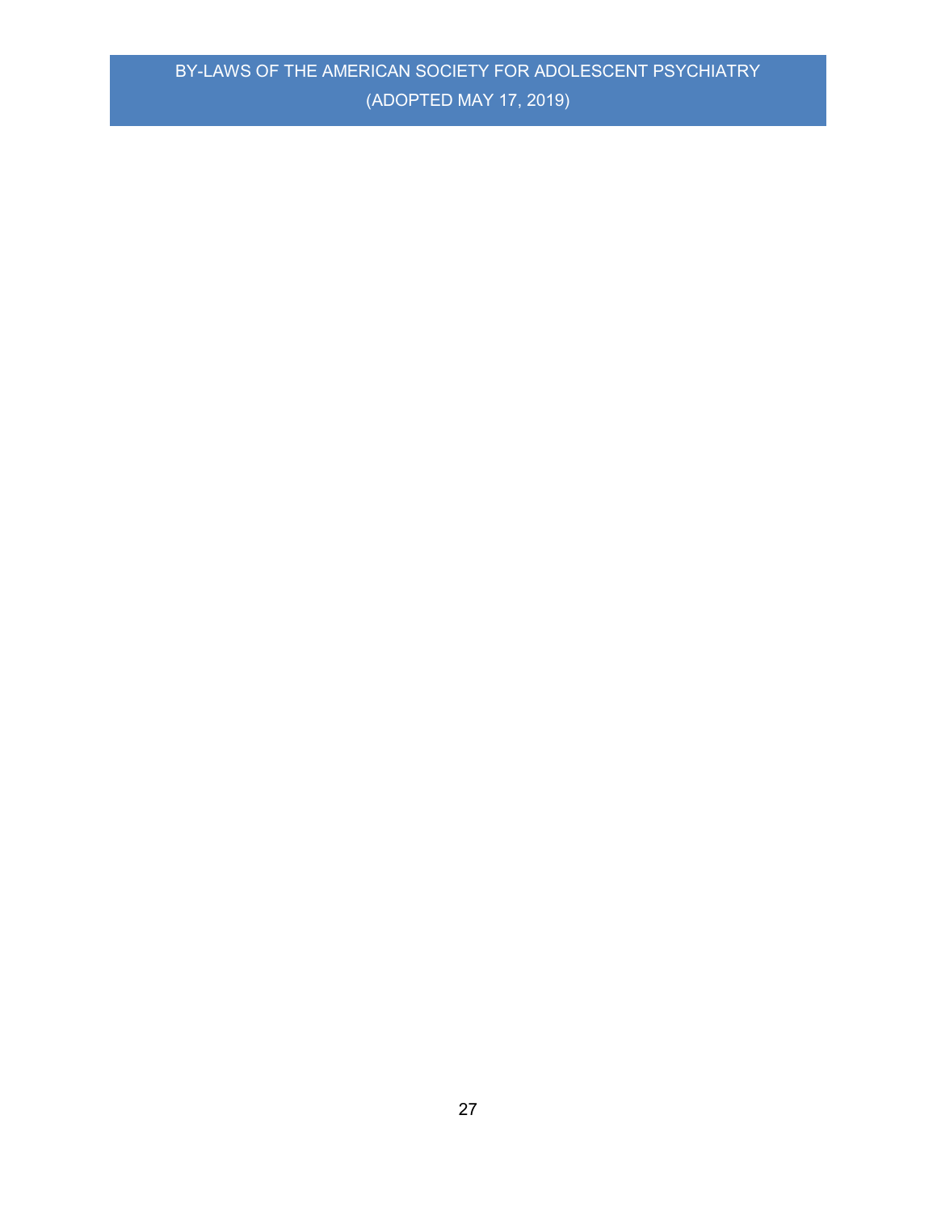# BY-LAWS OF THE AMERICAN SOCIETY FOR ADOLESCENT PSYCHIATRY

(ADOPTED MAY 17, 2019)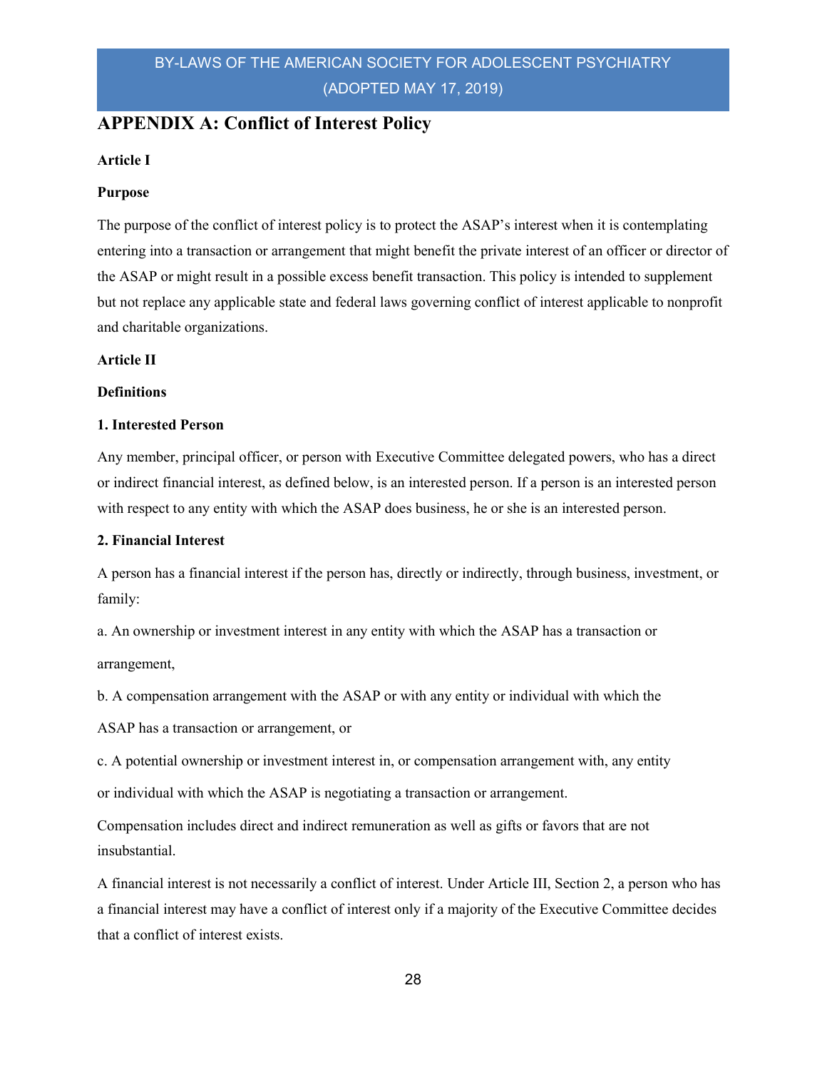## APPENDIX A: Conflict of Interest Policy

**Article I**

**Purpose**

The purpose of the conflict of interest policy is to protect the ASAP's interest when it is contemplating entering into a transaction or arrangement that might benefit the private interest of an officer or director of the ASAP or might result in a possible excess benefit transaction. This policy is intended to supplement but not replace any applicable state and federal laws governing conflict of interest applicable to nonprofit and charitable organizations.

**Article II**

**Definitions**

**1. Interested Person**

Any member, principal officer, or person with Executive Committee delegated powers, who has a direct or indirect financial interest, as defined below, is an interested person. If a person is an interested person with respect to any entity with which the ASAP does business, he or she is an interested person.

**2. Financial Interest**

A person has a financial interest if the person has, directly or indirectly, through business, investment, or family:

a. An ownership or investment interest in any entity with which the ASAP has a transaction or arrangement,

b. A compensation arrangement with the ASAP or with any entity or individual with which the ASAP has a transaction or arrangement, or

c. A potential ownership or investment interest in, or compensation arrangement with, any entity or individual with which the ASAP is negotiating a transaction or arrangement.

Compensation includes direct and indirect remuneration as well as gifts or favors that are not insubstantial.

A financial interest is not necessarily a conflict of interest. Under Article III, Section 2, a person who has a financial interest may have a conflict of interest only if a majority of the Executive Committee decides that a conflict of interest exists.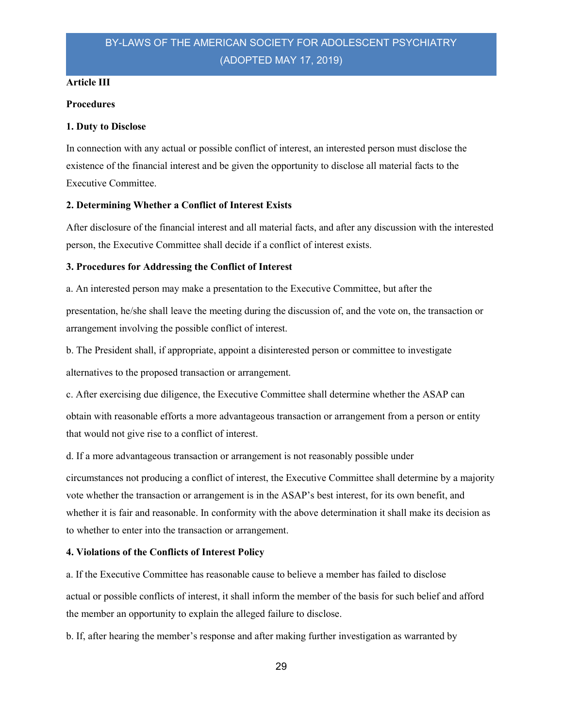**Article III**

**Procedures**

**1. Duty to Disclose**

In connection with any actual or possible conflict of interest, an interested person must disclose the existence of the financial interest and be given the opportunity to disclose all material facts to the Executive Committee.

**2. Determining Whether a Conflict of Interest Exists**

After disclosure of the financial interest and all material facts, and after any discussion with the interested person, the Executive Committee shall decide if a conflict of interest exists.

**3. Procedures for Addressing the Conflict of Interest**

a. An interested person may make a presentation to the Executive Committee, but after the presentation, he/she shall leave the meeting during the discussion of, and the vote on, the transaction or arrangement involving the possible conflict of interest.

b. The President shall, if appropriate, appoint a disinterested person or committee to investigate alternatives to the proposed transaction or arrangement.

c. After exercising due diligence, the Executive Committee shall determine whether the ASAP can obtain with reasonable efforts a more advantageous transaction or arrangement from a person or entity that would not give rise to a conflict of interest.

d. If a more advantageous transaction or arrangement is not reasonably possible under circumstances not producing a conflict of interest, the Executive Committee shall determine by a majority vote whether the transaction or arrangement is in the ASAP's best interest, for its own benefit, and whether it is fair and reasonable. In conformity with the above determination it shall make its decision as to whether to enter into the transaction or arrangement.

**4. Violations of the Conflicts of Interest Policy**

a. If the Executive Committee has reasonable cause to believe a member has failed to disclose actual or possible conflicts of interest, it shall inform the member of the basis for such belief and afford the member an opportunity to explain the alleged failure to disclose.

b. If, after hearing the member's response and after making further investigation as warranted by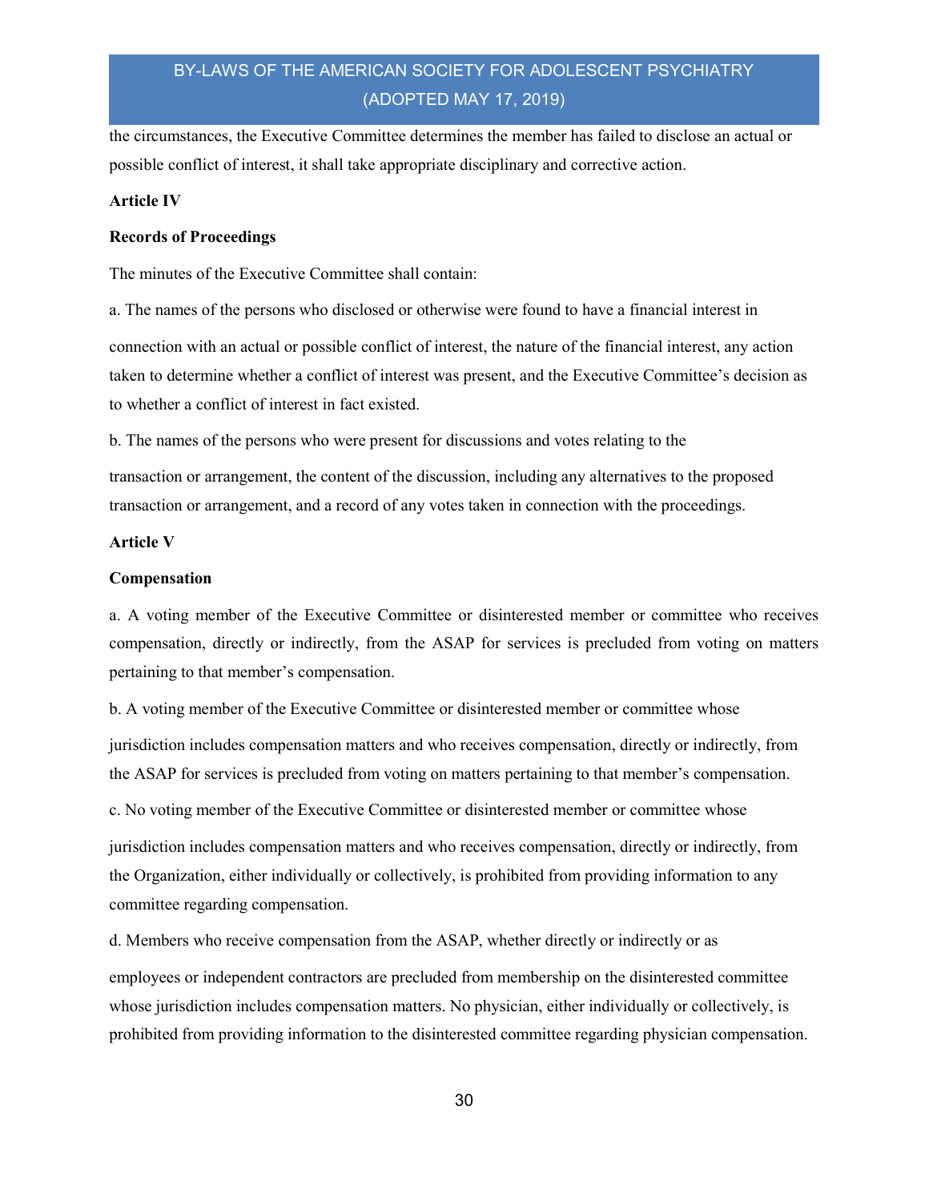the circumstances, the Executive Committee determines the member has failed to disclose an actual or possible conflict of interest, it shall take appropriate disciplinary and corrective action.

**Article IV**

**Records of Proceedings**

The minutes of the Executive Committee shall contain:

a. The names of the persons who disclosed or otherwise were found to have a financial interest in connection with an actual or possible conflict of interest, the nature of the financial interest, any action taken to determine whether a conflict of interest was present, and the Executive Committee's decision as to whether a conflict of interest in fact existed.

b. The names of the persons who were present for discussions and votes relating to the transaction or arrangement, the content of the discussion, including any alternatives to the proposed transaction or arrangement, and a record of any votes taken in connection with the proceedings.

**Article V**

**Compensation**

a. A voting member of the Executive Committee or disinterested member or committee who receives compensation, directly or indirectly, from the ASAP for services is precluded from voting on matters pertaining to that member's compensation.

b. A voting member of the Executive Committee or disinterested member or committee whose jurisdiction includes compensation matters and who receives compensation, directly or indirectly, from the ASAP for services is precluded from voting on matters pertaining to that member's compensation.

c. No voting member of the Executive Committee or disinterested member or committee whose jurisdiction includes compensation matters and who receives compensation, directly or indirectly, from the Organization, either individually or collectively, is prohibited from providing information to any committee regarding compensation.

d. Members who receive compensation from the ASAP, whether directly or indirectly or as employees or independent contractors are precluded from membership on the disinterested committee whose jurisdiction includes compensation matters. No physician, either individually or collectively, is prohibited from providing information to the disinterested committee regarding physician compensation.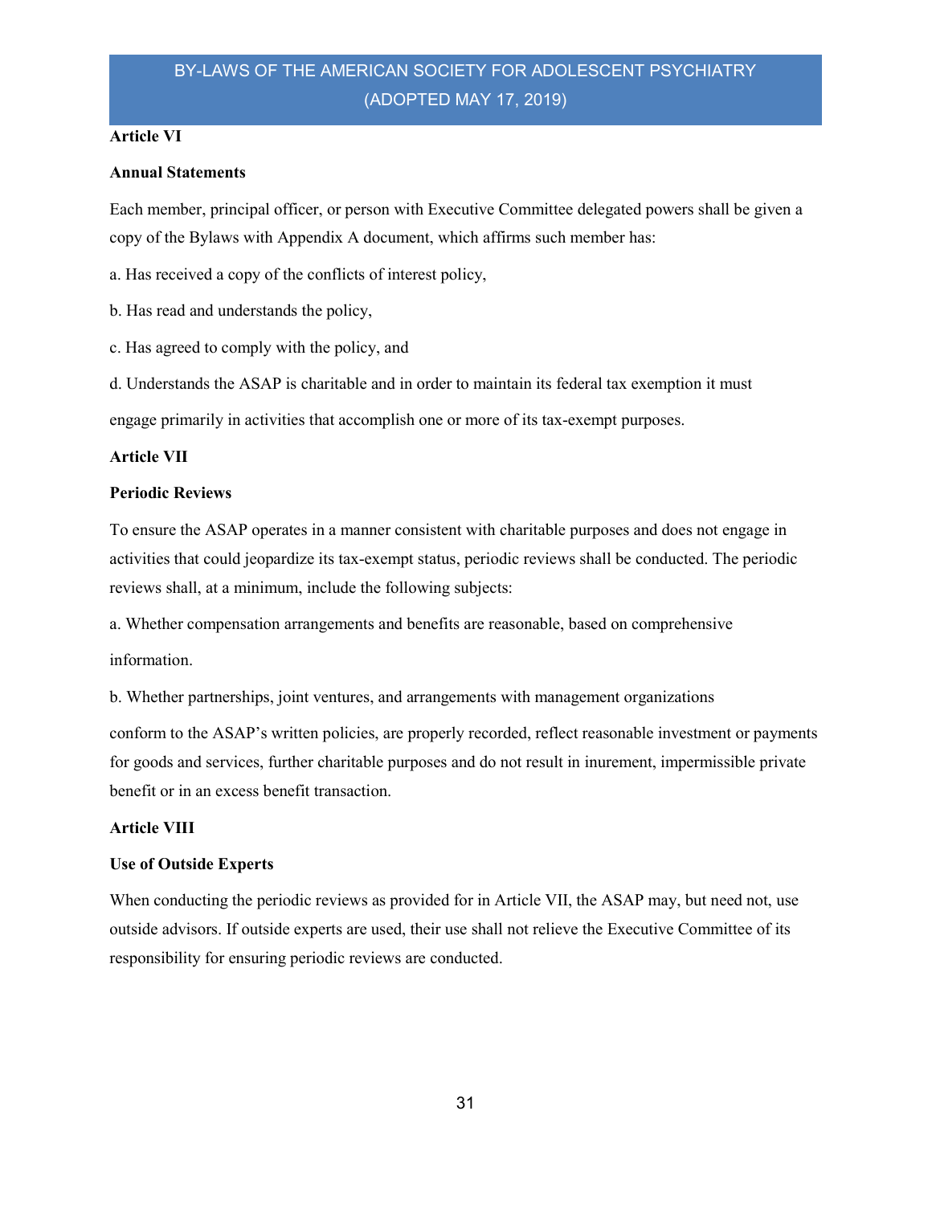**Article VI**

**Annual Statements**

Each member, principal officer, or person with Executive Committee delegated powers shall be given a copy of the Bylaws with Appendix A document, which affirms such member has:

a. Has received a copy of the conflicts of interest policy,

b. Has read and understands the policy,

c. Has agreed to comply with the policy, and

d. Understands the ASAP is charitable and in order to maintain its federal tax exemption it must engage primarily in activities that accomplish one or more of its tax-exempt purposes.

**Article VII**

**Periodic Reviews**

To ensure the ASAP operates in a manner consistent with charitable purposes and does not engage in activities that could jeopardize its tax-exempt status, periodic reviews shall be conducted. The periodic reviews shall, at a minimum, include the following subjects:

a. Whether compensation arrangements and benefits are reasonable, based on comprehensive information.

b. Whether partnerships, joint ventures, and arrangements with management organizations conform to the ASAP's written policies, are properly recorded, reflect reasonable investment or payments for goods and services, further charitable purposes and do not result in inurement, impermissible private benefit or in an excess benefit transaction.

**Article VIII**

**Use of Outside Experts**

When conducting the periodic reviews as provided for in Article VII, the ASAP may, but need not, use outside advisors. If outside experts are used, their use shall not relieve the Executive Committee of its responsibility for ensuring periodic reviews are conducted.